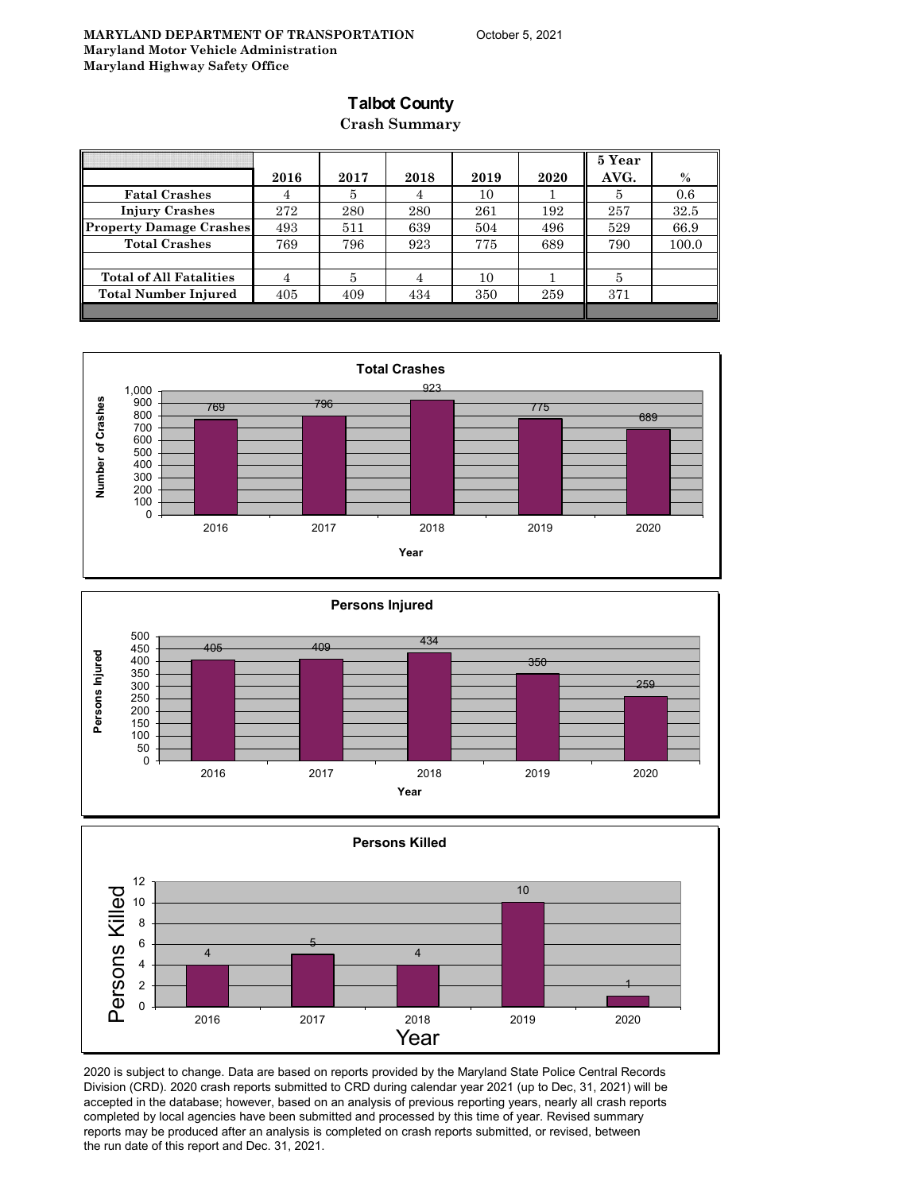**MARYLAND DEPARTMENT OF TRANSPORTATION**
**Maryland Motor Vehicle Administration**
**Maryland Highway Safety Office**

October 5, 2021

# Talbot County

## Crash Summary

| | 2016 | 2017 | 2018 | 2019 | 2020 | 5 Year AVG. | % |
|---|---|---|---|---|---|---|---|
| Fatal Crashes | 4 | 5 | 4 | 10 | 1 | 5 | 0.6 |
| Injury Crashes | 272 | 280 | 280 | 261 | 192 | 257 | 32.5 |
| Property Damage Crashes | 493 | 511 | 639 | 504 | 496 | 529 | 66.9 |
| Total Crashes | 769 | 796 | 923 | 775 | 689 | 790 | 100.0 |
| | | | | | | | |
| Total of All Fatalities | 4 | 5 | 4 | 10 | 1 | 5 | |
| Total Number Injured | 405 | 409 | 434 | 350 | 259 | 371 | |

**Total Crashes**

| Year | Number of Crashes |
|---|---|
| 2016 | 769 |
| 2017 | 796 |
| 2018 | 923 |
| 2019 | 775 |
| 2020 | 689 |

**Persons Injured**

| Year | Persons Injured |
|---|---|
| 2016 | 405 |
| 2017 | 409 |
| 2018 | 434 |
| 2019 | 350 |
| 2020 | 259 |

**Persons Killed**

| Year | Persons Killed |
|---|---|
| 2016 | 4 |
| 2017 | 5 |
| 2018 | 4 |
| 2019 | 10 |
| 2020 | 1 |

2020 is subject to change. Data are based on reports provided by the Maryland State Police Central Records Division (CRD). 2020 crash reports submitted to CRD during calendar year 2021 (up to Dec, 31, 2021) will be accepted in the database; however, based on an analysis of previous reporting years, nearly all crash reports completed by local agencies have been submitted and processed by this time of year. Revised summary reports may be produced after an analysis is completed on crash reports submitted, or revised, between the run date of this report and Dec. 31, 2021.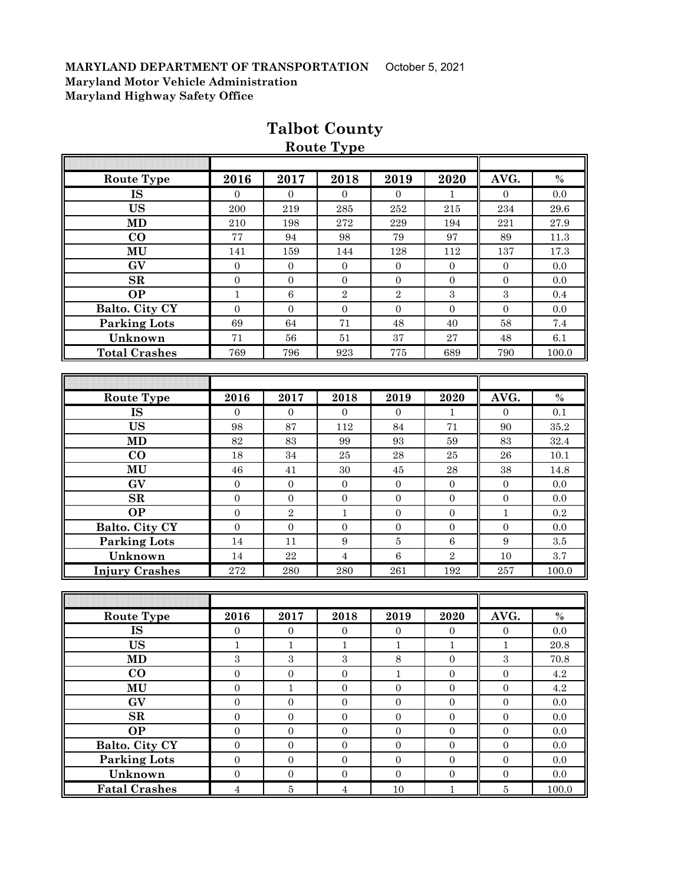**MARYLAND DEPARTMENT OF TRANSPORTATION** October 5, 2021
**Maryland Motor Vehicle Administration**
**Maryland Highway Safety Office**

# Talbot County

## Route Type

| Route Type | 2016 | 2017 | 2018 | 2019 | 2020 | AVG. | % |
|---|---|---|---|---|---|---|---|
| IS | 0 | 0 | 0 | 0 | 1 | 0 | 0.0 |
| US | 200 | 219 | 285 | 252 | 215 | 234 | 29.6 |
| MD | 210 | 198 | 272 | 229 | 194 | 221 | 27.9 |
| CO | 77 | 94 | 98 | 79 | 97 | 89 | 11.3 |
| MU | 141 | 159 | 144 | 128 | 112 | 137 | 17.3 |
| GV | 0 | 0 | 0 | 0 | 0 | 0 | 0.0 |
| SR | 0 | 0 | 0 | 0 | 0 | 0 | 0.0 |
| OP | 1 | 6 | 2 | 2 | 3 | 3 | 0.4 |
| Balto. City CY | 0 | 0 | 0 | 0 | 0 | 0 | 0.0 |
| Parking Lots | 69 | 64 | 71 | 48 | 40 | 58 | 7.4 |
| Unknown | 71 | 56 | 51 | 37 | 27 | 48 | 6.1 |
| Total Crashes | 769 | 796 | 923 | 775 | 689 | 790 | 100.0 |

| Route Type | 2016 | 2017 | 2018 | 2019 | 2020 | AVG. | % |
|---|---|---|---|---|---|---|---|
| IS | 0 | 0 | 0 | 0 | 1 | 0 | 0.1 |
| US | 98 | 87 | 112 | 84 | 71 | 90 | 35.2 |
| MD | 82 | 83 | 99 | 93 | 59 | 83 | 32.4 |
| CO | 18 | 34 | 25 | 28 | 25 | 26 | 10.1 |
| MU | 46 | 41 | 30 | 45 | 28 | 38 | 14.8 |
| GV | 0 | 0 | 0 | 0 | 0 | 0 | 0.0 |
| SR | 0 | 0 | 0 | 0 | 0 | 0 | 0.0 |
| OP | 0 | 2 | 1 | 0 | 0 | 1 | 0.2 |
| Balto. City CY | 0 | 0 | 0 | 0 | 0 | 0 | 0.0 |
| Parking Lots | 14 | 11 | 9 | 5 | 6 | 9 | 3.5 |
| Unknown | 14 | 22 | 4 | 6 | 2 | 10 | 3.7 |
| Injury Crashes | 272 | 280 | 280 | 261 | 192 | 257 | 100.0 |

| Route Type | 2016 | 2017 | 2018 | 2019 | 2020 | AVG. | % |
|---|---|---|---|---|---|---|---|
| IS | 0 | 0 | 0 | 0 | 0 | 0 | 0.0 |
| US | 1 | 1 | 1 | 1 | 1 | 1 | 20.8 |
| MD | 3 | 3 | 3 | 8 | 0 | 3 | 70.8 |
| CO | 0 | 0 | 0 | 1 | 0 | 0 | 4.2 |
| MU | 0 | 1 | 0 | 0 | 0 | 0 | 4.2 |
| GV | 0 | 0 | 0 | 0 | 0 | 0 | 0.0 |
| SR | 0 | 0 | 0 | 0 | 0 | 0 | 0.0 |
| OP | 0 | 0 | 0 | 0 | 0 | 0 | 0.0 |
| Balto. City CY | 0 | 0 | 0 | 0 | 0 | 0 | 0.0 |
| Parking Lots | 0 | 0 | 0 | 0 | 0 | 0 | 0.0 |
| Unknown | 0 | 0 | 0 | 0 | 0 | 0 | 0.0 |
| Fatal Crashes | 4 | 5 | 4 | 10 | 1 | 5 | 100.0 |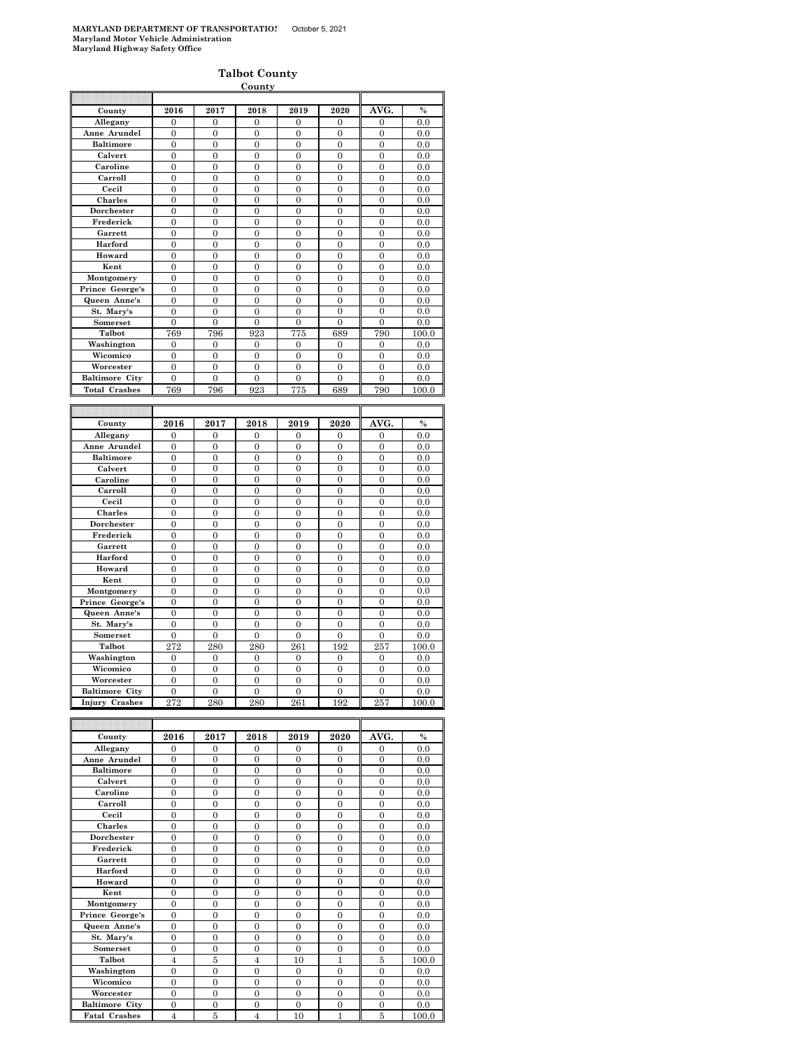**MARYLAND DEPARTMENT OF TRANSPORTATIO!** October 5, 2021
**Maryland Motor Vehicle Administration**
**Maryland Highway Safety Office**

## Talbot County

**County**

| County | 2016 | 2017 | 2018 | 2019 | 2020 | AVG. | % |
|---|---|---|---|---|---|---|---|
| Allegany | 0 | 0 | 0 | 0 | 0 | 0 | 0.0 |
| Anne Arundel | 0 | 0 | 0 | 0 | 0 | 0 | 0.0 |
| Baltimore | 0 | 0 | 0 | 0 | 0 | 0 | 0.0 |
| Calvert | 0 | 0 | 0 | 0 | 0 | 0 | 0.0 |
| Caroline | 0 | 0 | 0 | 0 | 0 | 0 | 0.0 |
| Carroll | 0 | 0 | 0 | 0 | 0 | 0 | 0.0 |
| Cecil | 0 | 0 | 0 | 0 | 0 | 0 | 0.0 |
| Charles | 0 | 0 | 0 | 0 | 0 | 0 | 0.0 |
| Dorchester | 0 | 0 | 0 | 0 | 0 | 0 | 0.0 |
| Frederick | 0 | 0 | 0 | 0 | 0 | 0 | 0.0 |
| Garrett | 0 | 0 | 0 | 0 | 0 | 0 | 0.0 |
| Harford | 0 | 0 | 0 | 0 | 0 | 0 | 0.0 |
| Howard | 0 | 0 | 0 | 0 | 0 | 0 | 0.0 |
| Kent | 0 | 0 | 0 | 0 | 0 | 0 | 0.0 |
| Montgomery | 0 | 0 | 0 | 0 | 0 | 0 | 0.0 |
| Prince George's | 0 | 0 | 0 | 0 | 0 | 0 | 0.0 |
| Queen Anne's | 0 | 0 | 0 | 0 | 0 | 0 | 0.0 |
| St. Mary's | 0 | 0 | 0 | 0 | 0 | 0 | 0.0 |
| Somerset | 0 | 0 | 0 | 0 | 0 | 0 | 0.0 |
| Talbot | 769 | 796 | 923 | 775 | 689 | 790 | 100.0 |
| Washington | 0 | 0 | 0 | 0 | 0 | 0 | 0.0 |
| Wicomico | 0 | 0 | 0 | 0 | 0 | 0 | 0.0 |
| Worcester | 0 | 0 | 0 | 0 | 0 | 0 | 0.0 |
| Baltimore City | 0 | 0 | 0 | 0 | 0 | 0 | 0.0 |
| Total Crashes | 769 | 796 | 923 | 775 | 689 | 790 | 100.0 |

| County | 2016 | 2017 | 2018 | 2019 | 2020 | AVG. | % |
|---|---|---|---|---|---|---|---|
| Allegany | 0 | 0 | 0 | 0 | 0 | 0 | 0.0 |
| Anne Arundel | 0 | 0 | 0 | 0 | 0 | 0 | 0.0 |
| Baltimore | 0 | 0 | 0 | 0 | 0 | 0 | 0.0 |
| Calvert | 0 | 0 | 0 | 0 | 0 | 0 | 0.0 |
| Caroline | 0 | 0 | 0 | 0 | 0 | 0 | 0.0 |
| Carroll | 0 | 0 | 0 | 0 | 0 | 0 | 0.0 |
| Cecil | 0 | 0 | 0 | 0 | 0 | 0 | 0.0 |
| Charles | 0 | 0 | 0 | 0 | 0 | 0 | 0.0 |
| Dorchester | 0 | 0 | 0 | 0 | 0 | 0 | 0.0 |
| Frederick | 0 | 0 | 0 | 0 | 0 | 0 | 0.0 |
| Garrett | 0 | 0 | 0 | 0 | 0 | 0 | 0.0 |
| Harford | 0 | 0 | 0 | 0 | 0 | 0 | 0.0 |
| Howard | 0 | 0 | 0 | 0 | 0 | 0 | 0.0 |
| Kent | 0 | 0 | 0 | 0 | 0 | 0 | 0.0 |
| Montgomery | 0 | 0 | 0 | 0 | 0 | 0 | 0.0 |
| Prince George's | 0 | 0 | 0 | 0 | 0 | 0 | 0.0 |
| Queen Anne's | 0 | 0 | 0 | 0 | 0 | 0 | 0.0 |
| St. Mary's | 0 | 0 | 0 | 0 | 0 | 0 | 0.0 |
| Somerset | 0 | 0 | 0 | 0 | 0 | 0 | 0.0 |
| Talbot | 272 | 280 | 280 | 261 | 192 | 257 | 100.0 |
| Washington | 0 | 0 | 0 | 0 | 0 | 0 | 0.0 |
| Wicomico | 0 | 0 | 0 | 0 | 0 | 0 | 0.0 |
| Worcester | 0 | 0 | 0 | 0 | 0 | 0 | 0.0 |
| Baltimore City | 0 | 0 | 0 | 0 | 0 | 0 | 0.0 |
| Injury Crashes | 272 | 280 | 280 | 261 | 192 | 257 | 100.0 |

| County | 2016 | 2017 | 2018 | 2019 | 2020 | AVG. | % |
|---|---|---|---|---|---|---|---|
| Allegany | 0 | 0 | 0 | 0 | 0 | 0 | 0.0 |
| Anne Arundel | 0 | 0 | 0 | 0 | 0 | 0 | 0.0 |
| Baltimore | 0 | 0 | 0 | 0 | 0 | 0 | 0.0 |
| Calvert | 0 | 0 | 0 | 0 | 0 | 0 | 0.0 |
| Caroline | 0 | 0 | 0 | 0 | 0 | 0 | 0.0 |
| Carroll | 0 | 0 | 0 | 0 | 0 | 0 | 0.0 |
| Cecil | 0 | 0 | 0 | 0 | 0 | 0 | 0.0 |
| Charles | 0 | 0 | 0 | 0 | 0 | 0 | 0.0 |
| Dorchester | 0 | 0 | 0 | 0 | 0 | 0 | 0.0 |
| Frederick | 0 | 0 | 0 | 0 | 0 | 0 | 0.0 |
| Garrett | 0 | 0 | 0 | 0 | 0 | 0 | 0.0 |
| Harford | 0 | 0 | 0 | 0 | 0 | 0 | 0.0 |
| Howard | 0 | 0 | 0 | 0 | 0 | 0 | 0.0 |
| Kent | 0 | 0 | 0 | 0 | 0 | 0 | 0.0 |
| Montgomery | 0 | 0 | 0 | 0 | 0 | 0 | 0.0 |
| Prince George's | 0 | 0 | 0 | 0 | 0 | 0 | 0.0 |
| Queen Anne's | 0 | 0 | 0 | 0 | 0 | 0 | 0.0 |
| St. Mary's | 0 | 0 | 0 | 0 | 0 | 0 | 0.0 |
| Somerset | 0 | 0 | 0 | 0 | 0 | 0 | 0.0 |
| Talbot | 4 | 5 | 4 | 10 | 1 | 5 | 100.0 |
| Washington | 0 | 0 | 0 | 0 | 0 | 0 | 0.0 |
| Wicomico | 0 | 0 | 0 | 0 | 0 | 0 | 0.0 |
| Worcester | 0 | 0 | 0 | 0 | 0 | 0 | 0.0 |
| Baltimore City | 0 | 0 | 0 | 0 | 0 | 0 | 0.0 |
| Fatal Crashes | 4 | 5 | 4 | 10 | 1 | 5 | 100.0 |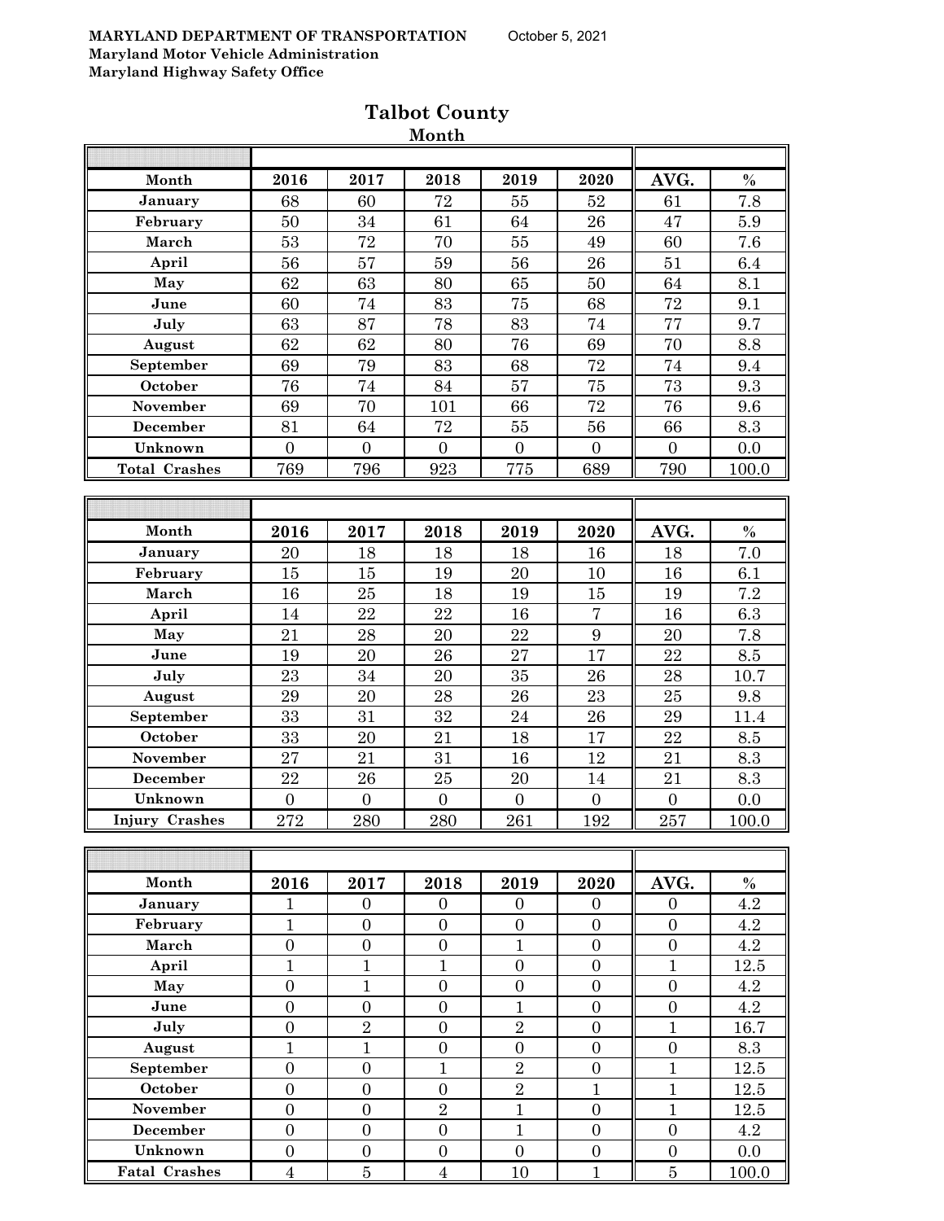MARYLAND DEPARTMENT OF TRANSPORTATION October 5, 2021
Maryland Motor Vehicle Administration
Maryland Highway Safety Office

# Talbot County

## Month

| Month | 2016 | 2017 | 2018 | 2019 | 2020 | AVG. | % |
|---|---|---|---|---|---|---|---|
| January | 68 | 60 | 72 | 55 | 52 | 61 | 7.8 |
| February | 50 | 34 | 61 | 64 | 26 | 47 | 5.9 |
| March | 53 | 72 | 70 | 55 | 49 | 60 | 7.6 |
| April | 56 | 57 | 59 | 56 | 26 | 51 | 6.4 |
| May | 62 | 63 | 80 | 65 | 50 | 64 | 8.1 |
| June | 60 | 74 | 83 | 75 | 68 | 72 | 9.1 |
| July | 63 | 87 | 78 | 83 | 74 | 77 | 9.7 |
| August | 62 | 62 | 80 | 76 | 69 | 70 | 8.8 |
| September | 69 | 79 | 83 | 68 | 72 | 74 | 9.4 |
| October | 76 | 74 | 84 | 57 | 75 | 73 | 9.3 |
| November | 69 | 70 | 101 | 66 | 72 | 76 | 9.6 |
| December | 81 | 64 | 72 | 55 | 56 | 66 | 8.3 |
| Unknown | 0 | 0 | 0 | 0 | 0 | 0 | 0.0 |
| Total Crashes | 769 | 796 | 923 | 775 | 689 | 790 | 100.0 |

| Month | 2016 | 2017 | 2018 | 2019 | 2020 | AVG. | % |
|---|---|---|---|---|---|---|---|
| January | 20 | 18 | 18 | 18 | 16 | 18 | 7.0 |
| February | 15 | 15 | 19 | 20 | 10 | 16 | 6.1 |
| March | 16 | 25 | 18 | 19 | 15 | 19 | 7.2 |
| April | 14 | 22 | 22 | 16 | 7 | 16 | 6.3 |
| May | 21 | 28 | 20 | 22 | 9 | 20 | 7.8 |
| June | 19 | 20 | 26 | 27 | 17 | 22 | 8.5 |
| July | 23 | 34 | 20 | 35 | 26 | 28 | 10.7 |
| August | 29 | 20 | 28 | 26 | 23 | 25 | 9.8 |
| September | 33 | 31 | 32 | 24 | 26 | 29 | 11.4 |
| October | 33 | 20 | 21 | 18 | 17 | 22 | 8.5 |
| November | 27 | 21 | 31 | 16 | 12 | 21 | 8.3 |
| December | 22 | 26 | 25 | 20 | 14 | 21 | 8.3 |
| Unknown | 0 | 0 | 0 | 0 | 0 | 0 | 0.0 |
| Injury Crashes | 272 | 280 | 280 | 261 | 192 | 257 | 100.0 |

| Month | 2016 | 2017 | 2018 | 2019 | 2020 | AVG. | % |
|---|---|---|---|---|---|---|---|
| January | 1 | 0 | 0 | 0 | 0 | 0 | 4.2 |
| February | 1 | 0 | 0 | 0 | 0 | 0 | 4.2 |
| March | 0 | 0 | 0 | 1 | 0 | 0 | 4.2 |
| April | 1 | 1 | 1 | 0 | 0 | 1 | 12.5 |
| May | 0 | 1 | 0 | 0 | 0 | 0 | 4.2 |
| June | 0 | 0 | 0 | 1 | 0 | 0 | 4.2 |
| July | 0 | 2 | 0 | 2 | 0 | 1 | 16.7 |
| August | 1 | 1 | 0 | 0 | 0 | 0 | 8.3 |
| September | 0 | 0 | 1 | 2 | 0 | 1 | 12.5 |
| October | 0 | 0 | 0 | 2 | 1 | 1 | 12.5 |
| November | 0 | 0 | 2 | 1 | 0 | 1 | 12.5 |
| December | 0 | 0 | 0 | 1 | 0 | 0 | 4.2 |
| Unknown | 0 | 0 | 0 | 0 | 0 | 0 | 0.0 |
| Fatal Crashes | 4 | 5 | 4 | 10 | 1 | 5 | 100.0 |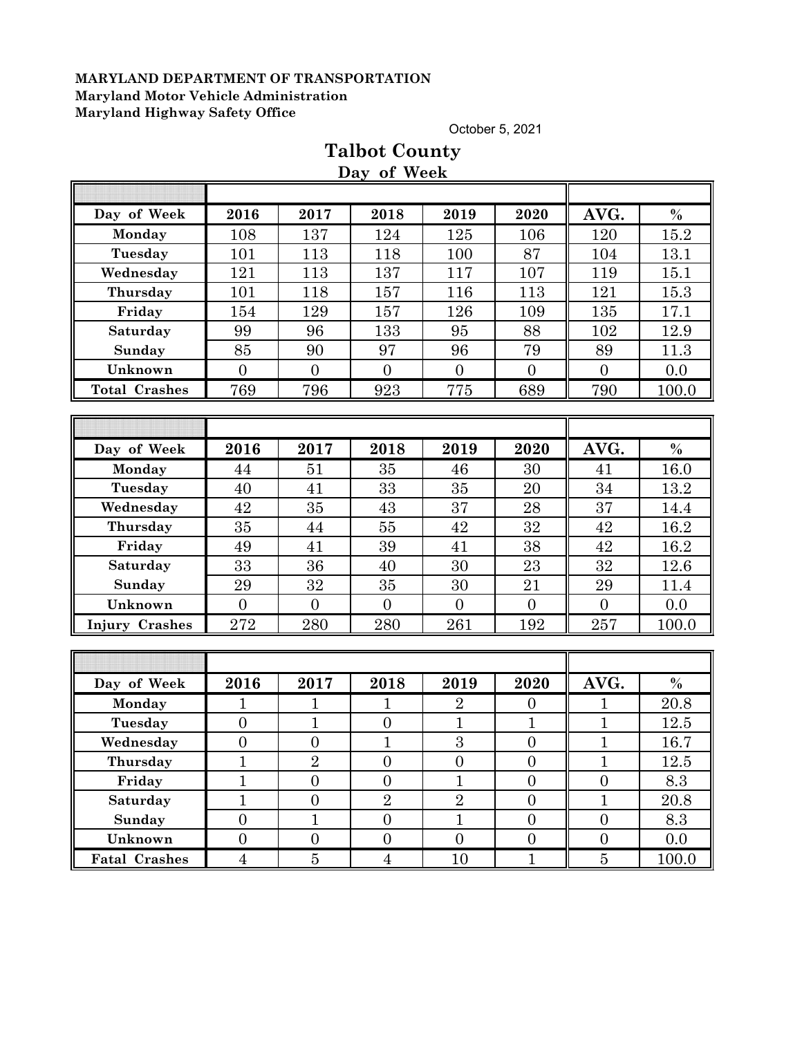**MARYLAND DEPARTMENT OF TRANSPORTATION**
**Maryland Motor Vehicle Administration**
**Maryland Highway Safety Office**

October 5, 2021

# Talbot County

## Day of Week

| Day of Week | 2016 | 2017 | 2018 | 2019 | 2020 | AVG. | % |
|---|---|---|---|---|---|---|---|
| Monday | 108 | 137 | 124 | 125 | 106 | 120 | 15.2 |
| Tuesday | 101 | 113 | 118 | 100 | 87 | 104 | 13.1 |
| Wednesday | 121 | 113 | 137 | 117 | 107 | 119 | 15.1 |
| Thursday | 101 | 118 | 157 | 116 | 113 | 121 | 15.3 |
| Friday | 154 | 129 | 157 | 126 | 109 | 135 | 17.1 |
| Saturday | 99 | 96 | 133 | 95 | 88 | 102 | 12.9 |
| Sunday | 85 | 90 | 97 | 96 | 79 | 89 | 11.3 |
| Unknown | 0 | 0 | 0 | 0 | 0 | 0 | 0.0 |
| Total Crashes | 769 | 796 | 923 | 775 | 689 | 790 | 100.0 |

| Day of Week | 2016 | 2017 | 2018 | 2019 | 2020 | AVG. | % |
|---|---|---|---|---|---|---|---|
| Monday | 44 | 51 | 35 | 46 | 30 | 41 | 16.0 |
| Tuesday | 40 | 41 | 33 | 35 | 20 | 34 | 13.2 |
| Wednesday | 42 | 35 | 43 | 37 | 28 | 37 | 14.4 |
| Thursday | 35 | 44 | 55 | 42 | 32 | 42 | 16.2 |
| Friday | 49 | 41 | 39 | 41 | 38 | 42 | 16.2 |
| Saturday | 33 | 36 | 40 | 30 | 23 | 32 | 12.6 |
| Sunday | 29 | 32 | 35 | 30 | 21 | 29 | 11.4 |
| Unknown | 0 | 0 | 0 | 0 | 0 | 0 | 0.0 |
| Injury Crashes | 272 | 280 | 280 | 261 | 192 | 257 | 100.0 |

| Day of Week | 2016 | 2017 | 2018 | 2019 | 2020 | AVG. | % |
|---|---|---|---|---|---|---|---|
| Monday | 1 | 1 | 1 | 2 | 0 | 1 | 20.8 |
| Tuesday | 0 | 1 | 0 | 1 | 1 | 1 | 12.5 |
| Wednesday | 0 | 0 | 1 | 3 | 0 | 1 | 16.7 |
| Thursday | 1 | 2 | 0 | 0 | 0 | 1 | 12.5 |
| Friday | 1 | 0 | 0 | 1 | 0 | 0 | 8.3 |
| Saturday | 1 | 0 | 2 | 2 | 0 | 1 | 20.8 |
| Sunday | 0 | 1 | 0 | 1 | 0 | 0 | 8.3 |
| Unknown | 0 | 0 | 0 | 0 | 0 | 0 | 0.0 |
| Fatal Crashes | 4 | 5 | 4 | 10 | 1 | 5 | 100.0 |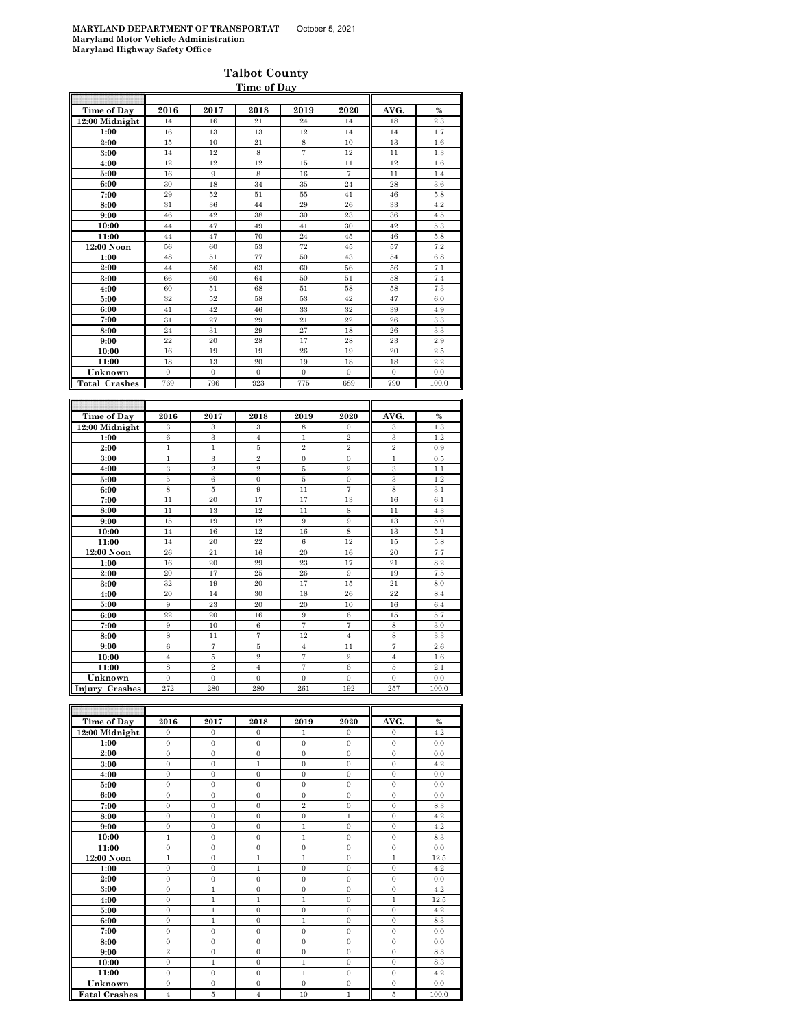**MARYLAND DEPARTMENT OF TRANSPORTATION** October 5, 2021
**Maryland Motor Vehicle Administration**
**Maryland Highway Safety Office**

## Talbot County

### Time of Day

| Time of Day | 2016 | 2017 | 2018 | 2019 | 2020 | AVG. | % |
|---|---|---|---|---|---|---|---|
| 12:00 Midnight | 14 | 16 | 21 | 24 | 14 | 18 | 2.3 |
| 1:00 | 16 | 13 | 13 | 12 | 14 | 14 | 1.7 |
| 2:00 | 15 | 10 | 21 | 8 | 10 | 13 | 1.6 |
| 3:00 | 14 | 12 | 8 | 7 | 12 | 11 | 1.3 |
| 4:00 | 12 | 12 | 12 | 15 | 11 | 12 | 1.6 |
| 5:00 | 16 | 9 | 8 | 16 | 7 | 11 | 1.4 |
| 6:00 | 30 | 18 | 34 | 35 | 24 | 28 | 3.6 |
| 7:00 | 29 | 52 | 51 | 55 | 41 | 46 | 5.8 |
| 8:00 | 31 | 36 | 44 | 29 | 26 | 33 | 4.2 |
| 9:00 | 46 | 42 | 38 | 30 | 23 | 36 | 4.5 |
| 10:00 | 44 | 47 | 49 | 41 | 30 | 42 | 5.3 |
| 11:00 | 44 | 47 | 70 | 24 | 45 | 46 | 5.8 |
| 12:00 Noon | 56 | 60 | 53 | 72 | 45 | 57 | 7.2 |
| 1:00 | 48 | 51 | 77 | 50 | 43 | 54 | 6.8 |
| 2:00 | 44 | 56 | 63 | 60 | 56 | 56 | 7.1 |
| 3:00 | 66 | 60 | 64 | 50 | 51 | 58 | 7.4 |
| 4:00 | 60 | 51 | 68 | 51 | 58 | 58 | 7.3 |
| 5:00 | 32 | 52 | 58 | 53 | 42 | 47 | 6.0 |
| 6:00 | 41 | 42 | 46 | 33 | 32 | 39 | 4.9 |
| 7:00 | 31 | 27 | 29 | 21 | 22 | 26 | 3.3 |
| 8:00 | 24 | 31 | 29 | 27 | 18 | 26 | 3.3 |
| 9:00 | 22 | 20 | 28 | 17 | 28 | 23 | 2.9 |
| 10:00 | 16 | 19 | 19 | 26 | 19 | 20 | 2.5 |
| 11:00 | 18 | 13 | 20 | 19 | 18 | 18 | 2.2 |
| Unknown | 0 | 0 | 0 | 0 | 0 | 0 | 0.0 |
| **Total Crashes** | 769 | 796 | 923 | 775 | 689 | 790 | 100.0 |

| Time of Day | 2016 | 2017 | 2018 | 2019 | 2020 | AVG. | % |
|---|---|---|---|---|---|---|---|
| 12:00 Midnight | 3 | 3 | 3 | 8 | 0 | 3 | 1.3 |
| 1:00 | 6 | 3 | 4 | 1 | 2 | 3 | 1.2 |
| 2:00 | 1 | 1 | 5 | 2 | 2 | 2 | 0.9 |
| 3:00 | 1 | 3 | 2 | 0 | 0 | 1 | 0.5 |
| 4:00 | 3 | 2 | 2 | 5 | 2 | 3 | 1.1 |
| 5:00 | 5 | 6 | 0 | 5 | 0 | 3 | 1.2 |
| 6:00 | 8 | 5 | 9 | 11 | 7 | 8 | 3.1 |
| 7:00 | 11 | 20 | 17 | 17 | 13 | 16 | 6.1 |
| 8:00 | 11 | 13 | 12 | 11 | 8 | 11 | 4.3 |
| 9:00 | 15 | 19 | 12 | 9 | 9 | 13 | 5.0 |
| 10:00 | 14 | 16 | 12 | 16 | 8 | 13 | 5.1 |
| 11:00 | 14 | 20 | 22 | 6 | 12 | 15 | 5.8 |
| 12:00 Noon | 26 | 21 | 16 | 20 | 16 | 20 | 7.7 |
| 1:00 | 16 | 20 | 29 | 23 | 17 | 21 | 8.2 |
| 2:00 | 20 | 17 | 25 | 26 | 9 | 19 | 7.5 |
| 3:00 | 32 | 19 | 20 | 17 | 15 | 21 | 8.0 |
| 4:00 | 20 | 14 | 30 | 18 | 26 | 22 | 8.4 |
| 5:00 | 9 | 23 | 20 | 20 | 10 | 16 | 6.4 |
| 6:00 | 22 | 20 | 16 | 9 | 6 | 15 | 5.7 |
| 7:00 | 9 | 10 | 6 | 7 | 7 | 8 | 3.0 |
| 8:00 | 8 | 11 | 7 | 12 | 4 | 8 | 3.3 |
| 9:00 | 6 | 7 | 5 | 4 | 11 | 7 | 2.6 |
| 10:00 | 4 | 5 | 2 | 7 | 2 | 4 | 1.6 |
| 11:00 | 8 | 2 | 4 | 7 | 6 | 5 | 2.1 |
| Unknown | 0 | 0 | 0 | 0 | 0 | 0 | 0.0 |
| **Injury Crashes** | 272 | 280 | 280 | 261 | 192 | 257 | 100.0 |

| Time of Day | 2016 | 2017 | 2018 | 2019 | 2020 | AVG. | % |
|---|---|---|---|---|---|---|---|
| 12:00 Midnight | 0 | 0 | 0 | 1 | 0 | 0 | 4.2 |
| 1:00 | 0 | 0 | 0 | 0 | 0 | 0 | 0.0 |
| 2:00 | 0 | 0 | 0 | 0 | 0 | 0 | 0.0 |
| 3:00 | 0 | 0 | 1 | 0 | 0 | 0 | 4.2 |
| 4:00 | 0 | 0 | 0 | 0 | 0 | 0 | 0.0 |
| 5:00 | 0 | 0 | 0 | 0 | 0 | 0 | 0.0 |
| 6:00 | 0 | 0 | 0 | 0 | 0 | 0 | 0.0 |
| 7:00 | 0 | 0 | 0 | 2 | 0 | 0 | 8.3 |
| 8:00 | 0 | 0 | 0 | 0 | 1 | 0 | 4.2 |
| 9:00 | 0 | 0 | 0 | 1 | 0 | 0 | 4.2 |
| 10:00 | 1 | 0 | 0 | 1 | 0 | 0 | 8.3 |
| 11:00 | 0 | 0 | 0 | 0 | 0 | 0 | 0.0 |
| 12:00 Noon | 1 | 0 | 1 | 1 | 0 | 1 | 12.5 |
| 1:00 | 0 | 0 | 1 | 0 | 0 | 0 | 4.2 |
| 2:00 | 0 | 0 | 0 | 0 | 0 | 0 | 0.0 |
| 3:00 | 0 | 1 | 0 | 0 | 0 | 0 | 4.2 |
| 4:00 | 0 | 1 | 1 | 1 | 0 | 1 | 12.5 |
| 5:00 | 0 | 1 | 0 | 0 | 0 | 0 | 4.2 |
| 6:00 | 0 | 1 | 0 | 1 | 0 | 0 | 8.3 |
| 7:00 | 0 | 0 | 0 | 0 | 0 | 0 | 0.0 |
| 8:00 | 0 | 0 | 0 | 0 | 0 | 0 | 0.0 |
| 9:00 | 2 | 0 | 0 | 0 | 0 | 0 | 8.3 |
| 10:00 | 0 | 1 | 0 | 1 | 0 | 0 | 8.3 |
| 11:00 | 0 | 0 | 0 | 1 | 0 | 0 | 4.2 |
| Unknown | 0 | 0 | 0 | 0 | 0 | 0 | 0.0 |
| **Fatal Crashes** | 4 | 5 | 4 | 10 | 1 | 5 | 100.0 |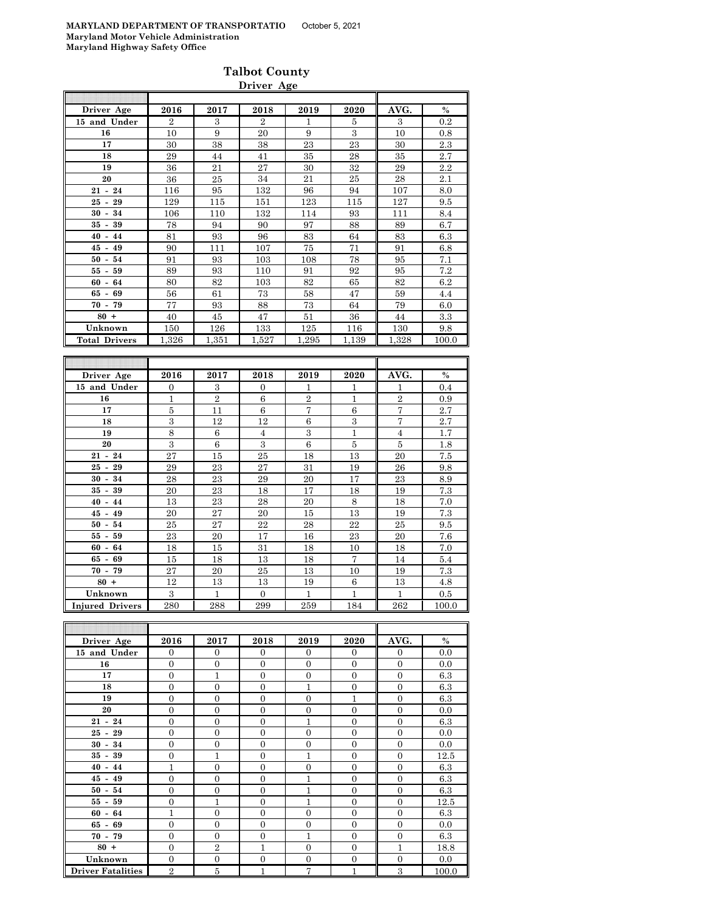**MARYLAND DEPARTMENT OF TRANSPORTATIO** October 5, 2021
**Maryland Motor Vehicle Administration**
**Maryland Highway Safety Office**

# Talbot County

## Driver Age

| Driver Age | 2016 | 2017 | 2018 | 2019 | 2020 | AVG. | % |
|---|---|---|---|---|---|---|---|
| 15 and Under | 2 | 3 | 2 | 1 | 5 | 3 | 0.2 |
| 16 | 10 | 9 | 20 | 9 | 3 | 10 | 0.8 |
| 17 | 30 | 38 | 38 | 23 | 23 | 30 | 2.3 |
| 18 | 29 | 44 | 41 | 35 | 28 | 35 | 2.7 |
| 19 | 36 | 21 | 27 | 30 | 32 | 29 | 2.2 |
| 20 | 36 | 25 | 34 | 21 | 25 | 28 | 2.1 |
| 21 - 24 | 116 | 95 | 132 | 96 | 94 | 107 | 8.0 |
| 25 - 29 | 129 | 115 | 151 | 123 | 115 | 127 | 9.5 |
| 30 - 34 | 106 | 110 | 132 | 114 | 93 | 111 | 8.4 |
| 35 - 39 | 78 | 94 | 90 | 97 | 88 | 89 | 6.7 |
| 40 - 44 | 81 | 93 | 96 | 83 | 64 | 83 | 6.3 |
| 45 - 49 | 90 | 111 | 107 | 75 | 71 | 91 | 6.8 |
| 50 - 54 | 91 | 93 | 103 | 108 | 78 | 95 | 7.1 |
| 55 - 59 | 89 | 93 | 110 | 91 | 92 | 95 | 7.2 |
| 60 - 64 | 80 | 82 | 103 | 82 | 65 | 82 | 6.2 |
| 65 - 69 | 56 | 61 | 73 | 58 | 47 | 59 | 4.4 |
| 70 - 79 | 77 | 93 | 88 | 73 | 64 | 79 | 6.0 |
| 80 + | 40 | 45 | 47 | 51 | 36 | 44 | 3.3 |
| Unknown | 150 | 126 | 133 | 125 | 116 | 130 | 9.8 |
| **Total Drivers** | 1,326 | 1,351 | 1,527 | 1,295 | 1,139 | 1,328 | 100.0 |

| Driver Age | 2016 | 2017 | 2018 | 2019 | 2020 | AVG. | % |
|---|---|---|---|---|---|---|---|
| 15 and Under | 0 | 3 | 0 | 1 | 1 | 1 | 0.4 |
| 16 | 1 | 2 | 6 | 2 | 1 | 2 | 0.9 |
| 17 | 5 | 11 | 6 | 7 | 6 | 7 | 2.7 |
| 18 | 3 | 12 | 12 | 6 | 3 | 7 | 2.7 |
| 19 | 8 | 6 | 4 | 3 | 1 | 4 | 1.7 |
| 20 | 3 | 6 | 3 | 6 | 5 | 5 | 1.8 |
| 21 - 24 | 27 | 15 | 25 | 18 | 13 | 20 | 7.5 |
| 25 - 29 | 29 | 23 | 27 | 31 | 19 | 26 | 9.8 |
| 30 - 34 | 28 | 23 | 29 | 20 | 17 | 23 | 8.9 |
| 35 - 39 | 20 | 23 | 18 | 17 | 18 | 19 | 7.3 |
| 40 - 44 | 13 | 23 | 28 | 20 | 8 | 18 | 7.0 |
| 45 - 49 | 20 | 27 | 20 | 15 | 13 | 19 | 7.3 |
| 50 - 54 | 25 | 27 | 22 | 28 | 22 | 25 | 9.5 |
| 55 - 59 | 23 | 20 | 17 | 16 | 23 | 20 | 7.6 |
| 60 - 64 | 18 | 15 | 31 | 18 | 10 | 18 | 7.0 |
| 65 - 69 | 15 | 18 | 13 | 18 | 7 | 14 | 5.4 |
| 70 - 79 | 27 | 20 | 25 | 13 | 10 | 19 | 7.3 |
| 80 + | 12 | 13 | 13 | 19 | 6 | 13 | 4.8 |
| Unknown | 3 | 1 | 0 | 1 | 1 | 1 | 0.5 |
| **Injured Drivers** | 280 | 288 | 299 | 259 | 184 | 262 | 100.0 |

| Driver Age | 2016 | 2017 | 2018 | 2019 | 2020 | AVG. | % |
|---|---|---|---|---|---|---|---|
| 15 and Under | 0 | 0 | 0 | 0 | 0 | 0 | 0.0 |
| 16 | 0 | 0 | 0 | 0 | 0 | 0 | 0.0 |
| 17 | 0 | 1 | 0 | 0 | 0 | 0 | 6.3 |
| 18 | 0 | 0 | 0 | 1 | 0 | 0 | 6.3 |
| 19 | 0 | 0 | 0 | 0 | 1 | 0 | 6.3 |
| 20 | 0 | 0 | 0 | 0 | 0 | 0 | 0.0 |
| 21 - 24 | 0 | 0 | 0 | 1 | 0 | 0 | 6.3 |
| 25 - 29 | 0 | 0 | 0 | 0 | 0 | 0 | 0.0 |
| 30 - 34 | 0 | 0 | 0 | 0 | 0 | 0 | 0.0 |
| 35 - 39 | 0 | 1 | 0 | 1 | 0 | 0 | 12.5 |
| 40 - 44 | 1 | 0 | 0 | 0 | 0 | 0 | 6.3 |
| 45 - 49 | 0 | 0 | 0 | 1 | 0 | 0 | 6.3 |
| 50 - 54 | 0 | 0 | 0 | 1 | 0 | 0 | 6.3 |
| 55 - 59 | 0 | 1 | 0 | 1 | 0 | 0 | 12.5 |
| 60 - 64 | 1 | 0 | 0 | 0 | 0 | 0 | 6.3 |
| 65 - 69 | 0 | 0 | 0 | 0 | 0 | 0 | 0.0 |
| 70 - 79 | 0 | 0 | 0 | 1 | 0 | 0 | 6.3 |
| 80 + | 0 | 2 | 1 | 0 | 0 | 1 | 18.8 |
| Unknown | 0 | 0 | 0 | 0 | 0 | 0 | 0.0 |
| **Driver Fatalities** | 2 | 5 | 1 | 7 | 1 | 3 | 100.0 |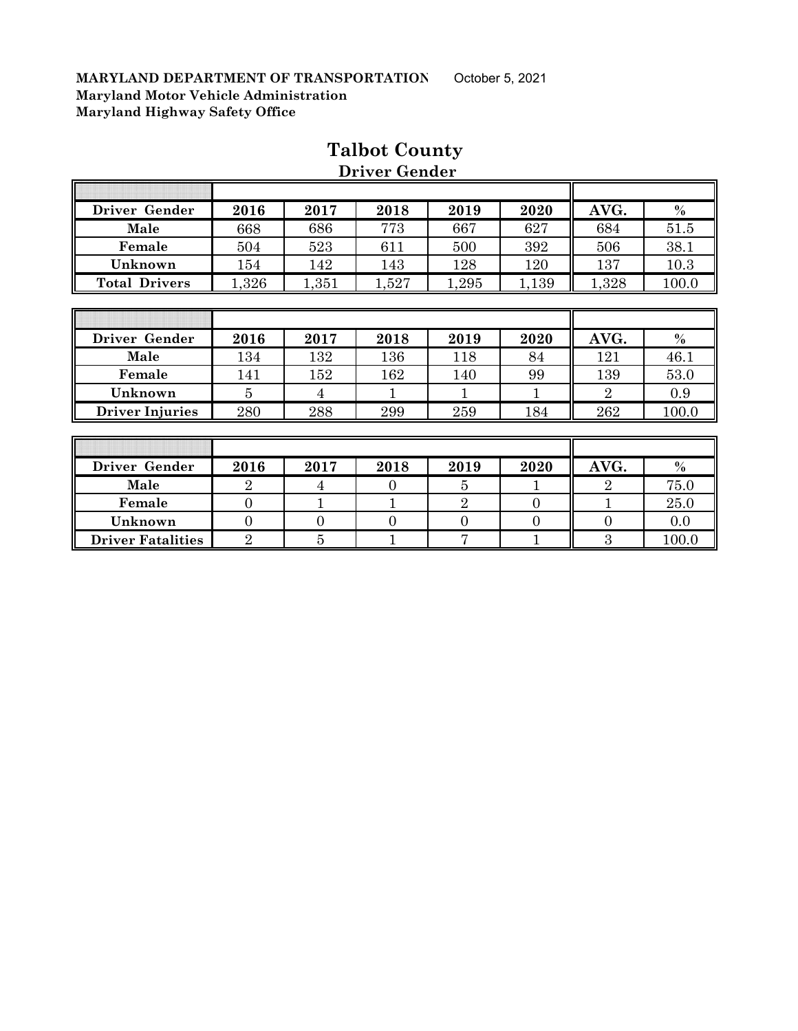**MARYLAND DEPARTMENT OF TRANSPORTATION** October 5, 2021
**Maryland Motor Vehicle Administration**
**Maryland Highway Safety Office**

# Talbot County

## Driver Gender

| Driver Gender | 2016 | 2017 | 2018 | 2019 | 2020 | AVG. | % |
|---|---|---|---|---|---|---|---|
| Male | 668 | 686 | 773 | 667 | 627 | 684 | 51.5 |
| Female | 504 | 523 | 611 | 500 | 392 | 506 | 38.1 |
| Unknown | 154 | 142 | 143 | 128 | 120 | 137 | 10.3 |
| Total Drivers | 1,326 | 1,351 | 1,527 | 1,295 | 1,139 | 1,328 | 100.0 |

| Driver Gender | 2016 | 2017 | 2018 | 2019 | 2020 | AVG. | % |
|---|---|---|---|---|---|---|---|
| Male | 134 | 132 | 136 | 118 | 84 | 121 | 46.1 |
| Female | 141 | 152 | 162 | 140 | 99 | 139 | 53.0 |
| Unknown | 5 | 4 | 1 | 1 | 1 | 2 | 0.9 |
| Driver Injuries | 280 | 288 | 299 | 259 | 184 | 262 | 100.0 |

| Driver Gender | 2016 | 2017 | 2018 | 2019 | 2020 | AVG. | % |
|---|---|---|---|---|---|---|---|
| Male | 2 | 4 | 0 | 5 | 1 | 2 | 75.0 |
| Female | 0 | 1 | 1 | 2 | 0 | 1 | 25.0 |
| Unknown | 0 | 0 | 0 | 0 | 0 | 0 | 0.0 |
| Driver Fatalities | 2 | 5 | 1 | 7 | 1 | 3 | 100.0 |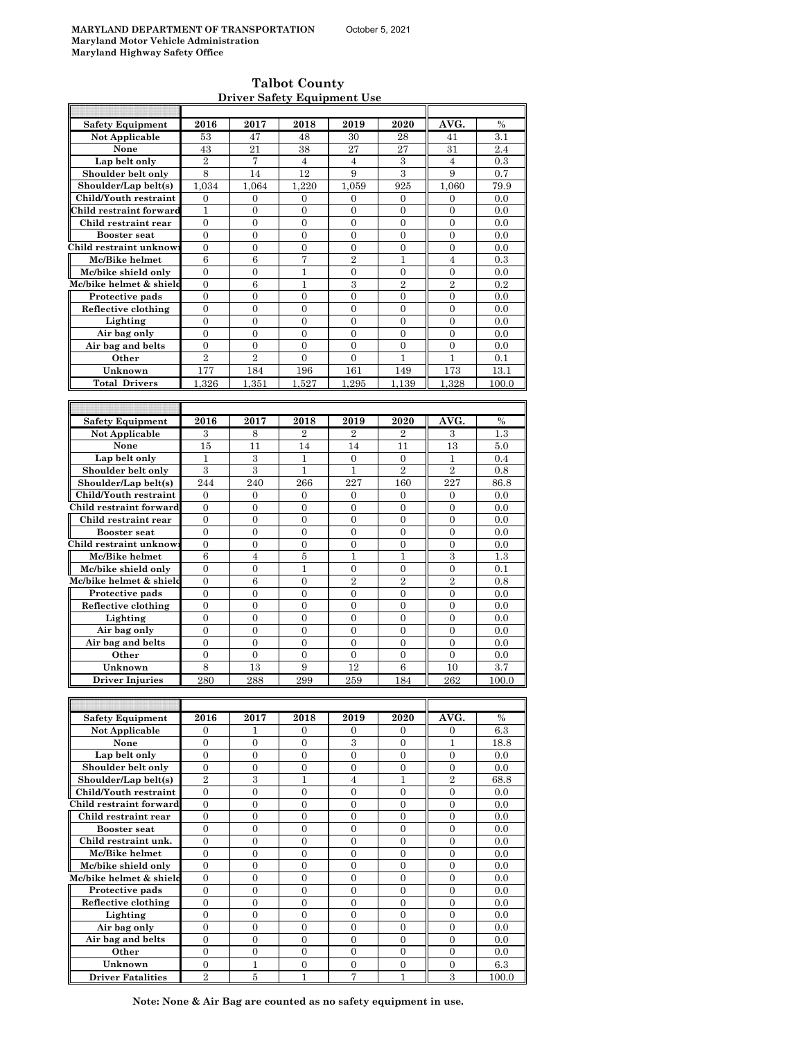**MARYLAND DEPARTMENT OF TRANSPORTATION** October 5, 2021
**Maryland Motor Vehicle Administration**
**Maryland Highway Safety Office**

## Talbot County
### Driver Safety Equipment Use

| Safety Equipment | 2016 | 2017 | 2018 | 2019 | 2020 | AVG. | % |
|---|---|---|---|---|---|---|---|
| Not Applicable | 53 | 47 | 48 | 30 | 28 | 41 | 3.1 |
| None | 43 | 21 | 38 | 27 | 27 | 31 | 2.4 |
| Lap belt only | 2 | 7 | 4 | 4 | 3 | 4 | 0.3 |
| Shoulder belt only | 8 | 14 | 12 | 9 | 3 | 9 | 0.7 |
| Shoulder/Lap belt(s) | 1,034 | 1,064 | 1,220 | 1,059 | 925 | 1,060 | 79.9 |
| Child/Youth restraint | 0 | 0 | 0 | 0 | 0 | 0 | 0.0 |
| Child restraint forward | 1 | 0 | 0 | 0 | 0 | 0 | 0.0 |
| Child restraint rear | 0 | 0 | 0 | 0 | 0 | 0 | 0.0 |
| Booster seat | 0 | 0 | 0 | 0 | 0 | 0 | 0.0 |
| Child restraint unknown | 0 | 0 | 0 | 0 | 0 | 0 | 0.0 |
| Mc/Bike helmet | 6 | 6 | 7 | 2 | 1 | 4 | 0.3 |
| Mc/bike shield only | 0 | 0 | 1 | 0 | 0 | 0 | 0.0 |
| Mc/bike helmet & shield | 0 | 6 | 1 | 3 | 2 | 2 | 0.2 |
| Protective pads | 0 | 0 | 0 | 0 | 0 | 0 | 0.0 |
| Reflective clothing | 0 | 0 | 0 | 0 | 0 | 0 | 0.0 |
| Lighting | 0 | 0 | 0 | 0 | 0 | 0 | 0.0 |
| Air bag only | 0 | 0 | 0 | 0 | 0 | 0 | 0.0 |
| Air bag and belts | 0 | 0 | 0 | 0 | 0 | 0 | 0.0 |
| Other | 2 | 2 | 0 | 0 | 1 | 1 | 0.1 |
| Unknown | 177 | 184 | 196 | 161 | 149 | 173 | 13.1 |
| Total Drivers | 1,326 | 1,351 | 1,527 | 1,295 | 1,139 | 1,328 | 100.0 |

| Safety Equipment | 2016 | 2017 | 2018 | 2019 | 2020 | AVG. | % |
|---|---|---|---|---|---|---|---|
| Not Applicable | 3 | 8 | 2 | 2 | 2 | 3 | 1.3 |
| None | 15 | 11 | 14 | 14 | 11 | 13 | 5.0 |
| Lap belt only | 1 | 3 | 1 | 0 | 0 | 1 | 0.4 |
| Shoulder belt only | 3 | 3 | 1 | 1 | 2 | 2 | 0.8 |
| Shoulder/Lap belt(s) | 244 | 240 | 266 | 227 | 160 | 227 | 86.8 |
| Child/Youth restraint | 0 | 0 | 0 | 0 | 0 | 0 | 0.0 |
| Child restraint forward | 0 | 0 | 0 | 0 | 0 | 0 | 0.0 |
| Child restraint rear | 0 | 0 | 0 | 0 | 0 | 0 | 0.0 |
| Booster seat | 0 | 0 | 0 | 0 | 0 | 0 | 0.0 |
| Child restraint unknown | 0 | 0 | 0 | 0 | 0 | 0 | 0.0 |
| Mc/Bike helmet | 6 | 4 | 5 | 1 | 1 | 3 | 1.3 |
| Mc/bike shield only | 0 | 0 | 1 | 0 | 0 | 0 | 0.1 |
| Mc/bike helmet & shield | 0 | 6 | 0 | 2 | 2 | 2 | 0.8 |
| Protective pads | 0 | 0 | 0 | 0 | 0 | 0 | 0.0 |
| Reflective clothing | 0 | 0 | 0 | 0 | 0 | 0 | 0.0 |
| Lighting | 0 | 0 | 0 | 0 | 0 | 0 | 0.0 |
| Air bag only | 0 | 0 | 0 | 0 | 0 | 0 | 0.0 |
| Air bag and belts | 0 | 0 | 0 | 0 | 0 | 0 | 0.0 |
| Other | 0 | 0 | 0 | 0 | 0 | 0 | 0.0 |
| Unknown | 8 | 13 | 9 | 12 | 6 | 10 | 3.7 |
| Driver Injuries | 280 | 288 | 299 | 259 | 184 | 262 | 100.0 |

| Safety Equipment | 2016 | 2017 | 2018 | 2019 | 2020 | AVG. | % |
|---|---|---|---|---|---|---|---|
| Not Applicable | 0 | 1 | 0 | 0 | 0 | 0 | 6.3 |
| None | 0 | 0 | 0 | 3 | 0 | 1 | 18.8 |
| Lap belt only | 0 | 0 | 0 | 0 | 0 | 0 | 0.0 |
| Shoulder belt only | 0 | 0 | 0 | 0 | 0 | 0 | 0.0 |
| Shoulder/Lap belt(s) | 2 | 3 | 1 | 4 | 1 | 2 | 68.8 |
| Child/Youth restraint | 0 | 0 | 0 | 0 | 0 | 0 | 0.0 |
| Child restraint forward | 0 | 0 | 0 | 0 | 0 | 0 | 0.0 |
| Child restraint rear | 0 | 0 | 0 | 0 | 0 | 0 | 0.0 |
| Booster seat | 0 | 0 | 0 | 0 | 0 | 0 | 0.0 |
| Child restraint unk. | 0 | 0 | 0 | 0 | 0 | 0 | 0.0 |
| Mc/Bike helmet | 0 | 0 | 0 | 0 | 0 | 0 | 0.0 |
| Mc/bike shield only | 0 | 0 | 0 | 0 | 0 | 0 | 0.0 |
| Mc/bike helmet & shield | 0 | 0 | 0 | 0 | 0 | 0 | 0.0 |
| Protective pads | 0 | 0 | 0 | 0 | 0 | 0 | 0.0 |
| Reflective clothing | 0 | 0 | 0 | 0 | 0 | 0 | 0.0 |
| Lighting | 0 | 0 | 0 | 0 | 0 | 0 | 0.0 |
| Air bag only | 0 | 0 | 0 | 0 | 0 | 0 | 0.0 |
| Air bag and belts | 0 | 0 | 0 | 0 | 0 | 0 | 0.0 |
| Other | 0 | 0 | 0 | 0 | 0 | 0 | 0.0 |
| Unknown | 0 | 1 | 0 | 0 | 0 | 0 | 6.3 |
| Driver Fatalities | 2 | 5 | 1 | 7 | 1 | 3 | 100.0 |

**Note: None & Air Bag are counted as no safety equipment in use.**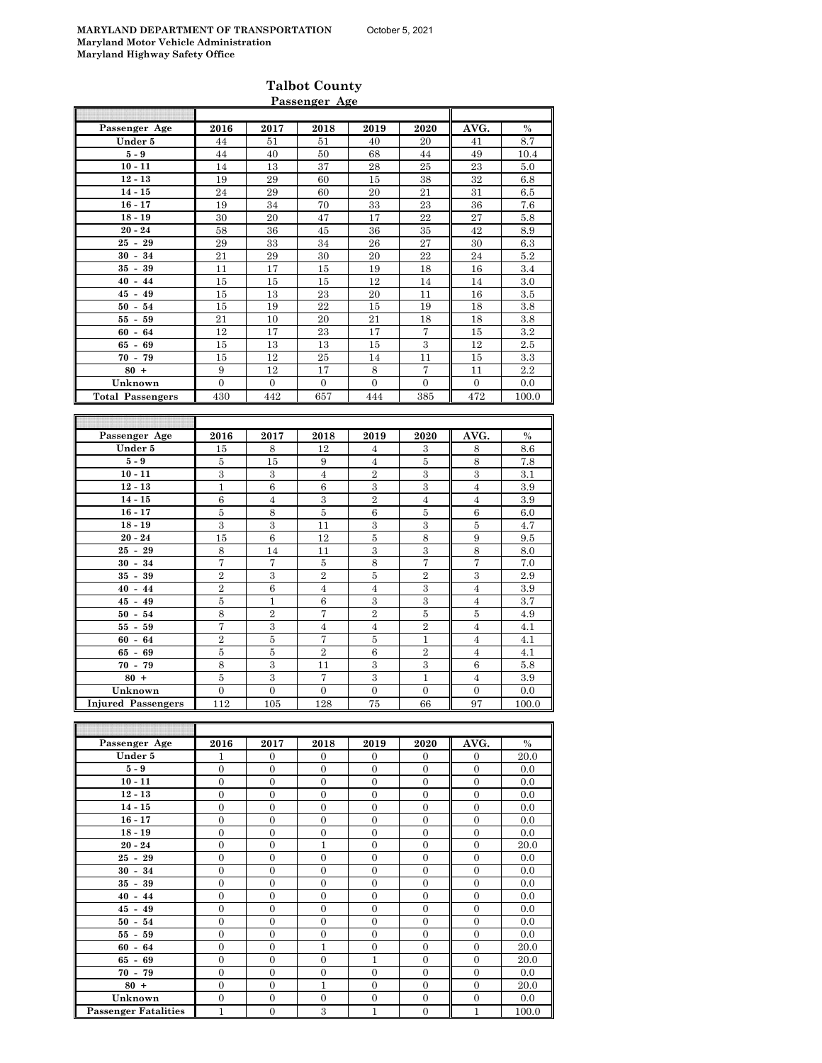**MARYLAND DEPARTMENT OF TRANSPORTATION** October 5, 2021
**Maryland Motor Vehicle Administration**
**Maryland Highway Safety Office**

## Talbot County

### Passenger Age

| Passenger Age | 2016 | 2017 | 2018 | 2019 | 2020 | AVG. | % |
|---|---|---|---|---|---|---|---|
| Under 5 | 44 | 51 | 51 | 40 | 20 | 41 | 8.7 |
| 5 - 9 | 44 | 40 | 50 | 68 | 44 | 49 | 10.4 |
| 10 - 11 | 14 | 13 | 37 | 28 | 25 | 23 | 5.0 |
| 12 - 13 | 19 | 29 | 60 | 15 | 38 | 32 | 6.8 |
| 14 - 15 | 24 | 29 | 60 | 20 | 21 | 31 | 6.5 |
| 16 - 17 | 19 | 34 | 70 | 33 | 23 | 36 | 7.6 |
| 18 - 19 | 30 | 20 | 47 | 17 | 22 | 27 | 5.8 |
| 20 - 24 | 58 | 36 | 45 | 36 | 35 | 42 | 8.9 |
| 25 - 29 | 29 | 33 | 34 | 26 | 27 | 30 | 6.3 |
| 30 - 34 | 21 | 29 | 30 | 20 | 22 | 24 | 5.2 |
| 35 - 39 | 11 | 17 | 15 | 19 | 18 | 16 | 3.4 |
| 40 - 44 | 15 | 15 | 15 | 12 | 14 | 14 | 3.0 |
| 45 - 49 | 15 | 13 | 23 | 20 | 11 | 16 | 3.5 |
| 50 - 54 | 15 | 19 | 22 | 15 | 19 | 18 | 3.8 |
| 55 - 59 | 21 | 10 | 20 | 21 | 18 | 18 | 3.8 |
| 60 - 64 | 12 | 17 | 23 | 17 | 7 | 15 | 3.2 |
| 65 - 69 | 15 | 13 | 13 | 15 | 3 | 12 | 2.5 |
| 70 - 79 | 15 | 12 | 25 | 14 | 11 | 15 | 3.3 |
| 80 + | 9 | 12 | 17 | 8 | 7 | 11 | 2.2 |
| Unknown | 0 | 0 | 0 | 0 | 0 | 0 | 0.0 |
| **Total Passengers** | 430 | 442 | 657 | 444 | 385 | 472 | 100.0 |

| Passenger Age | 2016 | 2017 | 2018 | 2019 | 2020 | AVG. | % |
|---|---|---|---|---|---|---|---|
| Under 5 | 15 | 8 | 12 | 4 | 3 | 8 | 8.6 |
| 5 - 9 | 5 | 15 | 9 | 4 | 5 | 8 | 7.8 |
| 10 - 11 | 3 | 3 | 4 | 2 | 3 | 3 | 3.1 |
| 12 - 13 | 1 | 6 | 6 | 3 | 3 | 4 | 3.9 |
| 14 - 15 | 6 | 4 | 3 | 2 | 4 | 4 | 3.9 |
| 16 - 17 | 5 | 8 | 5 | 6 | 5 | 6 | 6.0 |
| 18 - 19 | 3 | 3 | 11 | 3 | 3 | 5 | 4.7 |
| 20 - 24 | 15 | 6 | 12 | 5 | 8 | 9 | 9.5 |
| 25 - 29 | 8 | 14 | 11 | 3 | 3 | 8 | 8.0 |
| 30 - 34 | 7 | 7 | 5 | 8 | 7 | 7 | 7.0 |
| 35 - 39 | 2 | 3 | 2 | 5 | 2 | 3 | 2.9 |
| 40 - 44 | 2 | 6 | 4 | 4 | 3 | 4 | 3.9 |
| 45 - 49 | 5 | 1 | 6 | 3 | 3 | 4 | 3.7 |
| 50 - 54 | 8 | 2 | 7 | 2 | 5 | 5 | 4.9 |
| 55 - 59 | 7 | 3 | 4 | 4 | 2 | 4 | 4.1 |
| 60 - 64 | 2 | 5 | 7 | 5 | 1 | 4 | 4.1 |
| 65 - 69 | 5 | 5 | 2 | 6 | 2 | 4 | 4.1 |
| 70 - 79 | 8 | 3 | 11 | 3 | 3 | 6 | 5.8 |
| 80 + | 5 | 3 | 7 | 3 | 1 | 4 | 3.9 |
| Unknown | 0 | 0 | 0 | 0 | 0 | 0 | 0.0 |
| **Injured Passengers** | 112 | 105 | 128 | 75 | 66 | 97 | 100.0 |

| Passenger Age | 2016 | 2017 | 2018 | 2019 | 2020 | AVG. | % |
|---|---|---|---|---|---|---|---|
| Under 5 | 1 | 0 | 0 | 0 | 0 | 0 | 20.0 |
| 5 - 9 | 0 | 0 | 0 | 0 | 0 | 0 | 0.0 |
| 10 - 11 | 0 | 0 | 0 | 0 | 0 | 0 | 0.0 |
| 12 - 13 | 0 | 0 | 0 | 0 | 0 | 0 | 0.0 |
| 14 - 15 | 0 | 0 | 0 | 0 | 0 | 0 | 0.0 |
| 16 - 17 | 0 | 0 | 0 | 0 | 0 | 0 | 0.0 |
| 18 - 19 | 0 | 0 | 0 | 0 | 0 | 0 | 0.0 |
| 20 - 24 | 0 | 0 | 1 | 0 | 0 | 0 | 20.0 |
| 25 - 29 | 0 | 0 | 0 | 0 | 0 | 0 | 0.0 |
| 30 - 34 | 0 | 0 | 0 | 0 | 0 | 0 | 0.0 |
| 35 - 39 | 0 | 0 | 0 | 0 | 0 | 0 | 0.0 |
| 40 - 44 | 0 | 0 | 0 | 0 | 0 | 0 | 0.0 |
| 45 - 49 | 0 | 0 | 0 | 0 | 0 | 0 | 0.0 |
| 50 - 54 | 0 | 0 | 0 | 0 | 0 | 0 | 0.0 |
| 55 - 59 | 0 | 0 | 0 | 0 | 0 | 0 | 0.0 |
| 60 - 64 | 0 | 0 | 1 | 0 | 0 | 0 | 20.0 |
| 65 - 69 | 0 | 0 | 0 | 1 | 0 | 0 | 20.0 |
| 70 - 79 | 0 | 0 | 0 | 0 | 0 | 0 | 0.0 |
| 80 + | 0 | 0 | 1 | 0 | 0 | 0 | 20.0 |
| Unknown | 0 | 0 | 0 | 0 | 0 | 0 | 0.0 |
| **Passenger Fatalities** | 1 | 0 | 3 | 1 | 0 | 1 | 100.0 |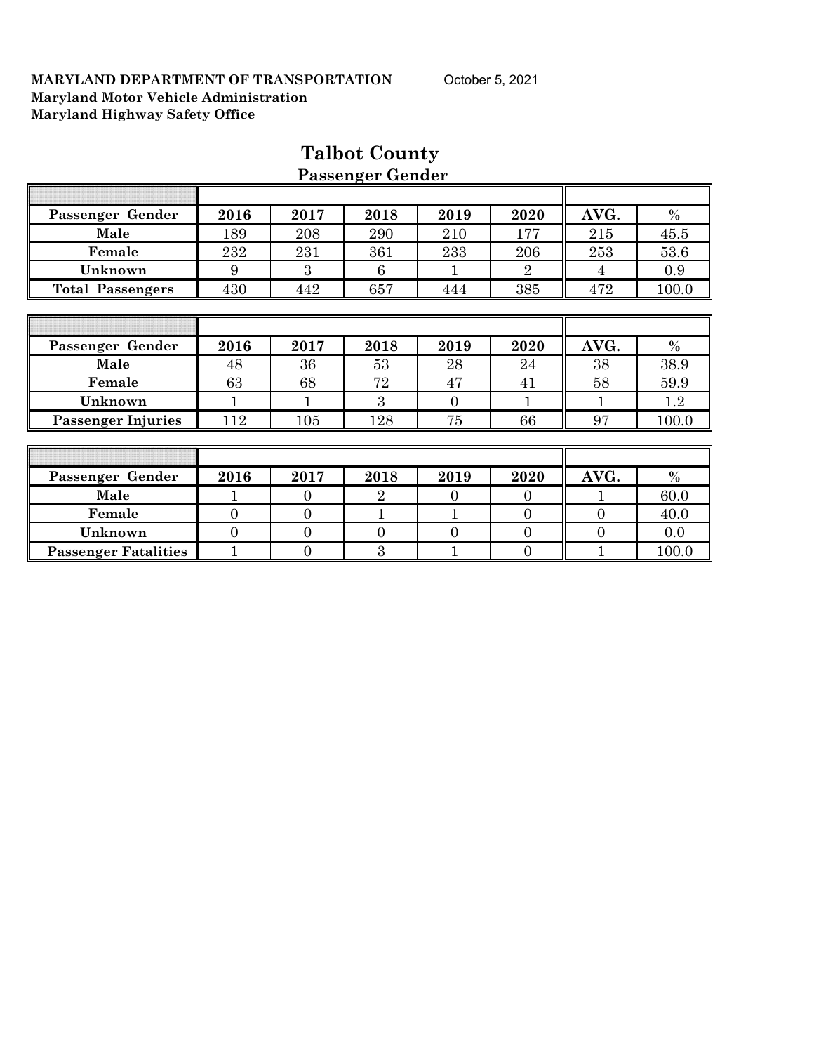**MARYLAND DEPARTMENT OF TRANSPORTATION** October 5, 2021
**Maryland Motor Vehicle Administration**
**Maryland Highway Safety Office**

# Talbot County

## Passenger Gender

| Passenger Gender | 2016 | 2017 | 2018 | 2019 | 2020 | AVG. | % |
|---|---|---|---|---|---|---|---|
| Male | 189 | 208 | 290 | 210 | 177 | 215 | 45.5 |
| Female | 232 | 231 | 361 | 233 | 206 | 253 | 53.6 |
| Unknown | 9 | 3 | 6 | 1 | 2 | 4 | 0.9 |
| Total Passengers | 430 | 442 | 657 | 444 | 385 | 472 | 100.0 |

| Passenger Gender | 2016 | 2017 | 2018 | 2019 | 2020 | AVG. | % |
|---|---|---|---|---|---|---|---|
| Male | 48 | 36 | 53 | 28 | 24 | 38 | 38.9 |
| Female | 63 | 68 | 72 | 47 | 41 | 58 | 59.9 |
| Unknown | 1 | 1 | 3 | 0 | 1 | 1 | 1.2 |
| Passenger Injuries | 112 | 105 | 128 | 75 | 66 | 97 | 100.0 |

| Passenger Gender | 2016 | 2017 | 2018 | 2019 | 2020 | AVG. | % |
|---|---|---|---|---|---|---|---|
| Male | 1 | 0 | 2 | 0 | 0 | 1 | 60.0 |
| Female | 0 | 0 | 1 | 1 | 0 | 0 | 40.0 |
| Unknown | 0 | 0 | 0 | 0 | 0 | 0 | 0.0 |
| Passenger Fatalities | 1 | 0 | 3 | 1 | 0 | 1 | 100.0 |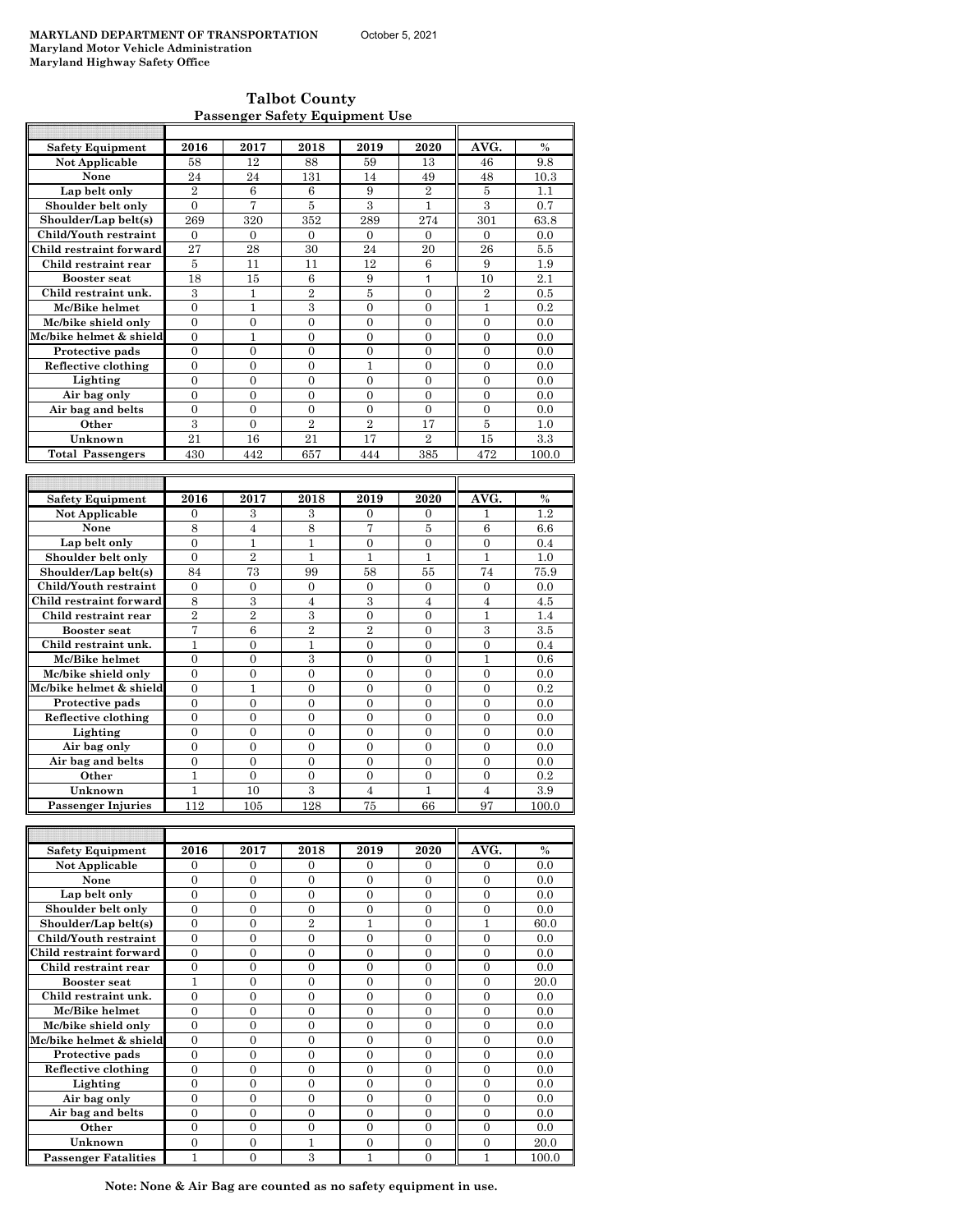**MARYLAND DEPARTMENT OF TRANSPORTATION** October 5, 2021
**Maryland Motor Vehicle Administration**
**Maryland Highway Safety Office**

## Talbot County
### Passenger Safety Equipment Use

| Safety Equipment | 2016 | 2017 | 2018 | 2019 | 2020 | AVG. | % |
|---|---|---|---|---|---|---|---|
| Not Applicable | 58 | 12 | 88 | 59 | 13 | 46 | 9.8 |
| None | 24 | 24 | 131 | 14 | 49 | 48 | 10.3 |
| Lap belt only | 2 | 6 | 6 | 9 | 2 | 5 | 1.1 |
| Shoulder belt only | 0 | 7 | 5 | 3 | 1 | 3 | 0.7 |
| Shoulder/Lap belt(s) | 269 | 320 | 352 | 289 | 274 | 301 | 63.8 |
| Child/Youth restraint | 0 | 0 | 0 | 0 | 0 | 0 | 0.0 |
| Child restraint forward | 27 | 28 | 30 | 24 | 20 | 26 | 5.5 |
| Child restraint rear | 5 | 11 | 11 | 12 | 6 | 9 | 1.9 |
| Booster seat | 18 | 15 | 6 | 9 | 1 | 10 | 2.1 |
| Child restraint unk. | 3 | 1 | 2 | 5 | 0 | 2 | 0.5 |
| Mc/Bike helmet | 0 | 1 | 3 | 0 | 0 | 1 | 0.2 |
| Mc/bike shield only | 0 | 0 | 0 | 0 | 0 | 0 | 0.0 |
| Mc/bike helmet & shield | 0 | 1 | 0 | 0 | 0 | 0 | 0.0 |
| Protective pads | 0 | 0 | 0 | 0 | 0 | 0 | 0.0 |
| Reflective clothing | 0 | 0 | 0 | 1 | 0 | 0 | 0.0 |
| Lighting | 0 | 0 | 0 | 0 | 0 | 0 | 0.0 |
| Air bag only | 0 | 0 | 0 | 0 | 0 | 0 | 0.0 |
| Air bag and belts | 0 | 0 | 0 | 0 | 0 | 0 | 0.0 |
| Other | 3 | 0 | 2 | 2 | 17 | 5 | 1.0 |
| Unknown | 21 | 16 | 21 | 17 | 2 | 15 | 3.3 |
| Total Passengers | 430 | 442 | 657 | 444 | 385 | 472 | 100.0 |

| Safety Equipment | 2016 | 2017 | 2018 | 2019 | 2020 | AVG. | % |
|---|---|---|---|---|---|---|---|
| Not Applicable | 0 | 3 | 3 | 0 | 0 | 1 | 1.2 |
| None | 8 | 4 | 8 | 7 | 5 | 6 | 6.6 |
| Lap belt only | 0 | 1 | 1 | 0 | 0 | 0 | 0.4 |
| Shoulder belt only | 0 | 2 | 1 | 1 | 1 | 1 | 1.0 |
| Shoulder/Lap belt(s) | 84 | 73 | 99 | 58 | 55 | 74 | 75.9 |
| Child/Youth restraint | 0 | 0 | 0 | 0 | 0 | 0 | 0.0 |
| Child restraint forward | 8 | 3 | 4 | 3 | 4 | 4 | 4.5 |
| Child restraint rear | 2 | 2 | 3 | 0 | 0 | 1 | 1.4 |
| Booster seat | 7 | 6 | 2 | 2 | 0 | 3 | 3.5 |
| Child restraint unk. | 1 | 0 | 1 | 0 | 0 | 0 | 0.4 |
| Mc/Bike helmet | 0 | 0 | 3 | 0 | 0 | 1 | 0.6 |
| Mc/bike shield only | 0 | 0 | 0 | 0 | 0 | 0 | 0.0 |
| Mc/bike helmet & shield | 0 | 1 | 0 | 0 | 0 | 0 | 0.2 |
| Protective pads | 0 | 0 | 0 | 0 | 0 | 0 | 0.0 |
| Reflective clothing | 0 | 0 | 0 | 0 | 0 | 0 | 0.0 |
| Lighting | 0 | 0 | 0 | 0 | 0 | 0 | 0.0 |
| Air bag only | 0 | 0 | 0 | 0 | 0 | 0 | 0.0 |
| Air bag and belts | 0 | 0 | 0 | 0 | 0 | 0 | 0.0 |
| Other | 1 | 0 | 0 | 0 | 0 | 0 | 0.2 |
| Unknown | 1 | 10 | 3 | 4 | 1 | 4 | 3.9 |
| Passenger Injuries | 112 | 105 | 128 | 75 | 66 | 97 | 100.0 |

| Safety Equipment | 2016 | 2017 | 2018 | 2019 | 2020 | AVG. | % |
|---|---|---|---|---|---|---|---|
| Not Applicable | 0 | 0 | 0 | 0 | 0 | 0 | 0.0 |
| None | 0 | 0 | 0 | 0 | 0 | 0 | 0.0 |
| Lap belt only | 0 | 0 | 0 | 0 | 0 | 0 | 0.0 |
| Shoulder belt only | 0 | 0 | 0 | 0 | 0 | 0 | 0.0 |
| Shoulder/Lap belt(s) | 0 | 0 | 2 | 1 | 0 | 1 | 60.0 |
| Child/Youth restraint | 0 | 0 | 0 | 0 | 0 | 0 | 0.0 |
| Child restraint forward | 0 | 0 | 0 | 0 | 0 | 0 | 0.0 |
| Child restraint rear | 0 | 0 | 0 | 0 | 0 | 0 | 0.0 |
| Booster seat | 1 | 0 | 0 | 0 | 0 | 0 | 20.0 |
| Child restraint unk. | 0 | 0 | 0 | 0 | 0 | 0 | 0.0 |
| Mc/Bike helmet | 0 | 0 | 0 | 0 | 0 | 0 | 0.0 |
| Mc/bike shield only | 0 | 0 | 0 | 0 | 0 | 0 | 0.0 |
| Mc/bike helmet & shield | 0 | 0 | 0 | 0 | 0 | 0 | 0.0 |
| Protective pads | 0 | 0 | 0 | 0 | 0 | 0 | 0.0 |
| Reflective clothing | 0 | 0 | 0 | 0 | 0 | 0 | 0.0 |
| Lighting | 0 | 0 | 0 | 0 | 0 | 0 | 0.0 |
| Air bag only | 0 | 0 | 0 | 0 | 0 | 0 | 0.0 |
| Air bag and belts | 0 | 0 | 0 | 0 | 0 | 0 | 0.0 |
| Other | 0 | 0 | 0 | 0 | 0 | 0 | 0.0 |
| Unknown | 0 | 0 | 1 | 0 | 0 | 0 | 20.0 |
| Passenger Fatalities | 1 | 0 | 3 | 1 | 0 | 1 | 100.0 |

**Note: None & Air Bag are counted as no safety equipment in use.**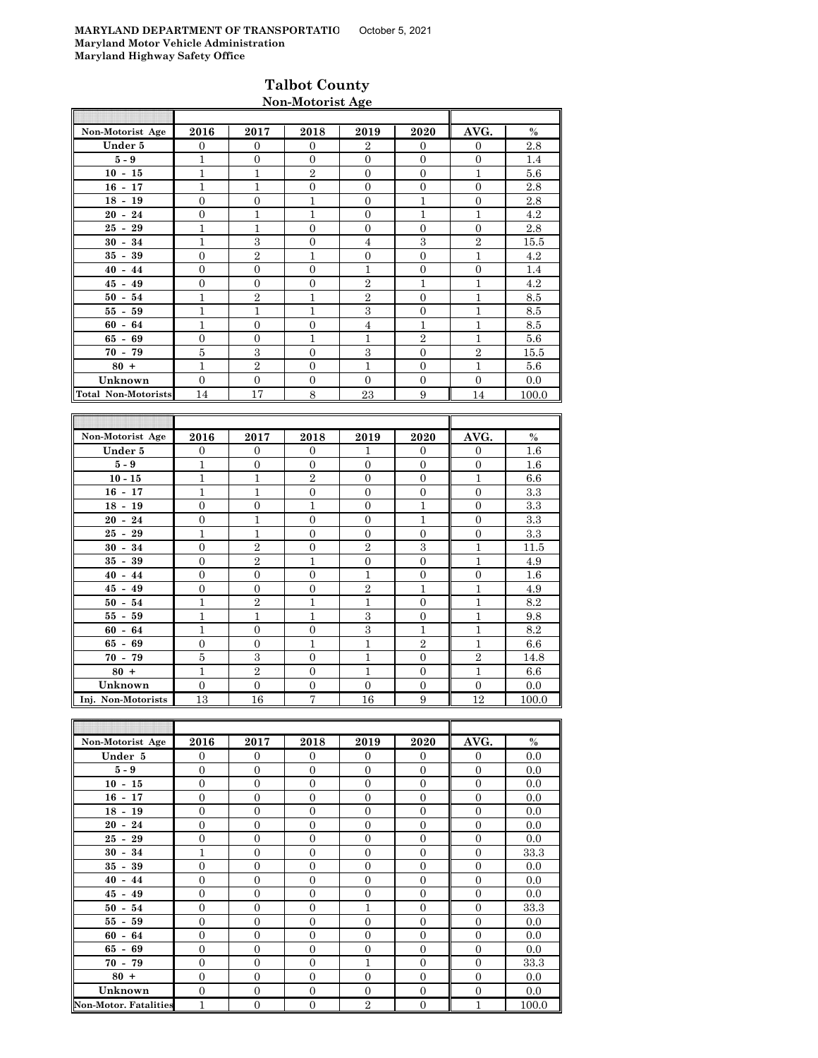**MARYLAND DEPARTMENT OF TRANSPORTATIO** October 5, 2021
**Maryland Motor Vehicle Administration**
**Maryland Highway Safety Office**

# Talbot County

## Non-Motorist Age

| Non-Motorist Age | 2016 | 2017 | 2018 | 2019 | 2020 | AVG. | % |
|---|---|---|---|---|---|---|---|
| Under 5 | 0 | 0 | 0 | 2 | 0 | 0 | 2.8 |
| 5 - 9 | 1 | 0 | 0 | 0 | 0 | 0 | 1.4 |
| 10 - 15 | 1 | 1 | 2 | 0 | 0 | 1 | 5.6 |
| 16 - 17 | 1 | 1 | 0 | 0 | 0 | 0 | 2.8 |
| 18 - 19 | 0 | 0 | 1 | 0 | 1 | 0 | 2.8 |
| 20 - 24 | 0 | 1 | 1 | 0 | 1 | 1 | 4.2 |
| 25 - 29 | 1 | 1 | 0 | 0 | 0 | 0 | 2.8 |
| 30 - 34 | 1 | 3 | 0 | 4 | 3 | 2 | 15.5 |
| 35 - 39 | 0 | 2 | 1 | 0 | 0 | 1 | 4.2 |
| 40 - 44 | 0 | 0 | 0 | 1 | 0 | 0 | 1.4 |
| 45 - 49 | 0 | 0 | 0 | 2 | 1 | 1 | 4.2 |
| 50 - 54 | 1 | 2 | 1 | 2 | 0 | 1 | 8.5 |
| 55 - 59 | 1 | 1 | 1 | 3 | 0 | 1 | 8.5 |
| 60 - 64 | 1 | 0 | 0 | 4 | 1 | 1 | 8.5 |
| 65 - 69 | 0 | 0 | 1 | 1 | 2 | 1 | 5.6 |
| 70 - 79 | 5 | 3 | 0 | 3 | 0 | 2 | 15.5 |
| 80 + | 1 | 2 | 0 | 1 | 0 | 1 | 5.6 |
| Unknown | 0 | 0 | 0 | 0 | 0 | 0 | 0.0 |
| Total Non-Motorists | 14 | 17 | 8 | 23 | 9 | 14 | 100.0 |

| Non-Motorist Age | 2016 | 2017 | 2018 | 2019 | 2020 | AVG. | % |
|---|---|---|---|---|---|---|---|
| Under 5 | 0 | 0 | 0 | 1 | 0 | 0 | 1.6 |
| 5 - 9 | 1 | 0 | 0 | 0 | 0 | 0 | 1.6 |
| 10 - 15 | 1 | 1 | 2 | 0 | 0 | 1 | 6.6 |
| 16 - 17 | 1 | 1 | 0 | 0 | 0 | 0 | 3.3 |
| 18 - 19 | 0 | 0 | 1 | 0 | 1 | 0 | 3.3 |
| 20 - 24 | 0 | 1 | 0 | 0 | 1 | 0 | 3.3 |
| 25 - 29 | 1 | 1 | 0 | 0 | 0 | 0 | 3.3 |
| 30 - 34 | 0 | 2 | 0 | 2 | 3 | 1 | 11.5 |
| 35 - 39 | 0 | 2 | 1 | 0 | 0 | 1 | 4.9 |
| 40 - 44 | 0 | 0 | 0 | 1 | 0 | 0 | 1.6 |
| 45 - 49 | 0 | 0 | 0 | 2 | 1 | 1 | 4.9 |
| 50 - 54 | 1 | 2 | 1 | 1 | 0 | 1 | 8.2 |
| 55 - 59 | 1 | 1 | 1 | 3 | 0 | 1 | 9.8 |
| 60 - 64 | 1 | 0 | 0 | 3 | 1 | 1 | 8.2 |
| 65 - 69 | 0 | 0 | 1 | 1 | 2 | 1 | 6.6 |
| 70 - 79 | 5 | 3 | 0 | 1 | 0 | 2 | 14.8 |
| 80 + | 1 | 2 | 0 | 1 | 0 | 1 | 6.6 |
| Unknown | 0 | 0 | 0 | 0 | 0 | 0 | 0.0 |
| Inj. Non-Motorists | 13 | 16 | 7 | 16 | 9 | 12 | 100.0 |

| Non-Motorist Age | 2016 | 2017 | 2018 | 2019 | 2020 | AVG. | % |
|---|---|---|---|---|---|---|---|
| Under 5 | 0 | 0 | 0 | 0 | 0 | 0 | 0.0 |
| 5 - 9 | 0 | 0 | 0 | 0 | 0 | 0 | 0.0 |
| 10 - 15 | 0 | 0 | 0 | 0 | 0 | 0 | 0.0 |
| 16 - 17 | 0 | 0 | 0 | 0 | 0 | 0 | 0.0 |
| 18 - 19 | 0 | 0 | 0 | 0 | 0 | 0 | 0.0 |
| 20 - 24 | 0 | 0 | 0 | 0 | 0 | 0 | 0.0 |
| 25 - 29 | 0 | 0 | 0 | 0 | 0 | 0 | 0.0 |
| 30 - 34 | 1 | 0 | 0 | 0 | 0 | 0 | 33.3 |
| 35 - 39 | 0 | 0 | 0 | 0 | 0 | 0 | 0.0 |
| 40 - 44 | 0 | 0 | 0 | 0 | 0 | 0 | 0.0 |
| 45 - 49 | 0 | 0 | 0 | 0 | 0 | 0 | 0.0 |
| 50 - 54 | 0 | 0 | 0 | 1 | 0 | 0 | 33.3 |
| 55 - 59 | 0 | 0 | 0 | 0 | 0 | 0 | 0.0 |
| 60 - 64 | 0 | 0 | 0 | 0 | 0 | 0 | 0.0 |
| 65 - 69 | 0 | 0 | 0 | 0 | 0 | 0 | 0.0 |
| 70 - 79 | 0 | 0 | 0 | 1 | 0 | 0 | 33.3 |
| 80 + | 0 | 0 | 0 | 0 | 0 | 0 | 0.0 |
| Unknown | 0 | 0 | 0 | 0 | 0 | 0 | 0.0 |
| Non-Motor. Fatalities | 1 | 0 | 0 | 2 | 0 | 1 | 100.0 |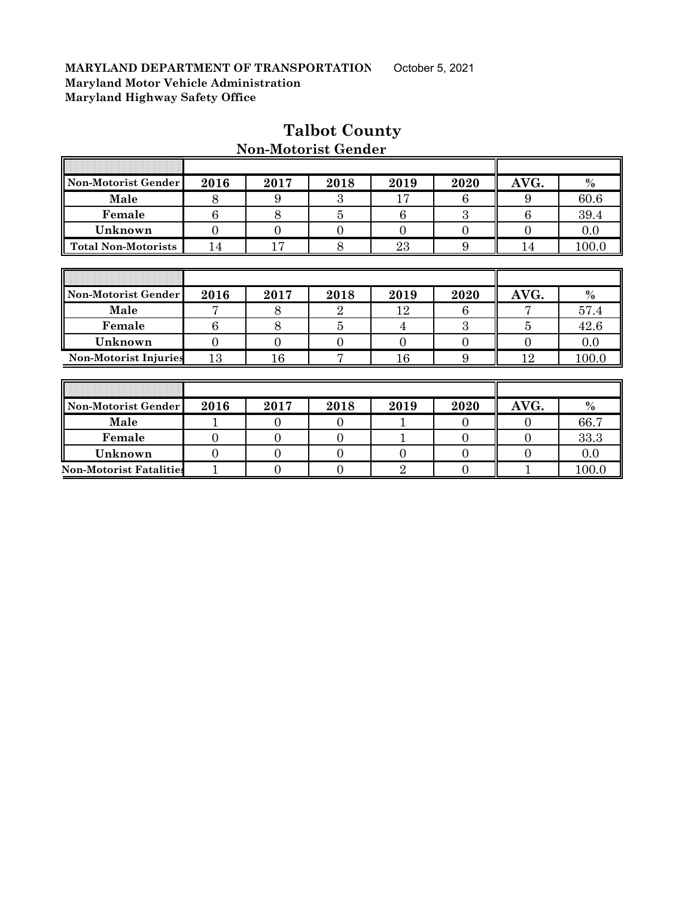**MARYLAND DEPARTMENT OF TRANSPORTATION** October 5, 2021
**Maryland Motor Vehicle Administration**
**Maryland Highway Safety Office**

# Talbot County

## Non-Motorist Gender

| Non-Motorist Gender | 2016 | 2017 | 2018 | 2019 | 2020 | AVG. | % |
|---|---|---|---|---|---|---|---|
| Male | 8 | 9 | 3 | 17 | 6 | 9 | 60.6 |
| Female | 6 | 8 | 5 | 6 | 3 | 6 | 39.4 |
| Unknown | 0 | 0 | 0 | 0 | 0 | 0 | 0.0 |
| Total Non-Motorists | 14 | 17 | 8 | 23 | 9 | 14 | 100.0 |

| Non-Motorist Gender | 2016 | 2017 | 2018 | 2019 | 2020 | AVG. | % |
|---|---|---|---|---|---|---|---|
| Male | 7 | 8 | 2 | 12 | 6 | 7 | 57.4 |
| Female | 6 | 8 | 5 | 4 | 3 | 5 | 42.6 |
| Unknown | 0 | 0 | 0 | 0 | 0 | 0 | 0.0 |
| Non-Motorist Injuries | 13 | 16 | 7 | 16 | 9 | 12 | 100.0 |

| Non-Motorist Gender | 2016 | 2017 | 2018 | 2019 | 2020 | AVG. | % |
|---|---|---|---|---|---|---|---|
| Male | 1 | 0 | 0 | 1 | 0 | 0 | 66.7 |
| Female | 0 | 0 | 0 | 1 | 0 | 0 | 33.3 |
| Unknown | 0 | 0 | 0 | 0 | 0 | 0 | 0.0 |
| Non-Motorist Fatalities | 1 | 0 | 0 | 2 | 0 | 1 | 100.0 |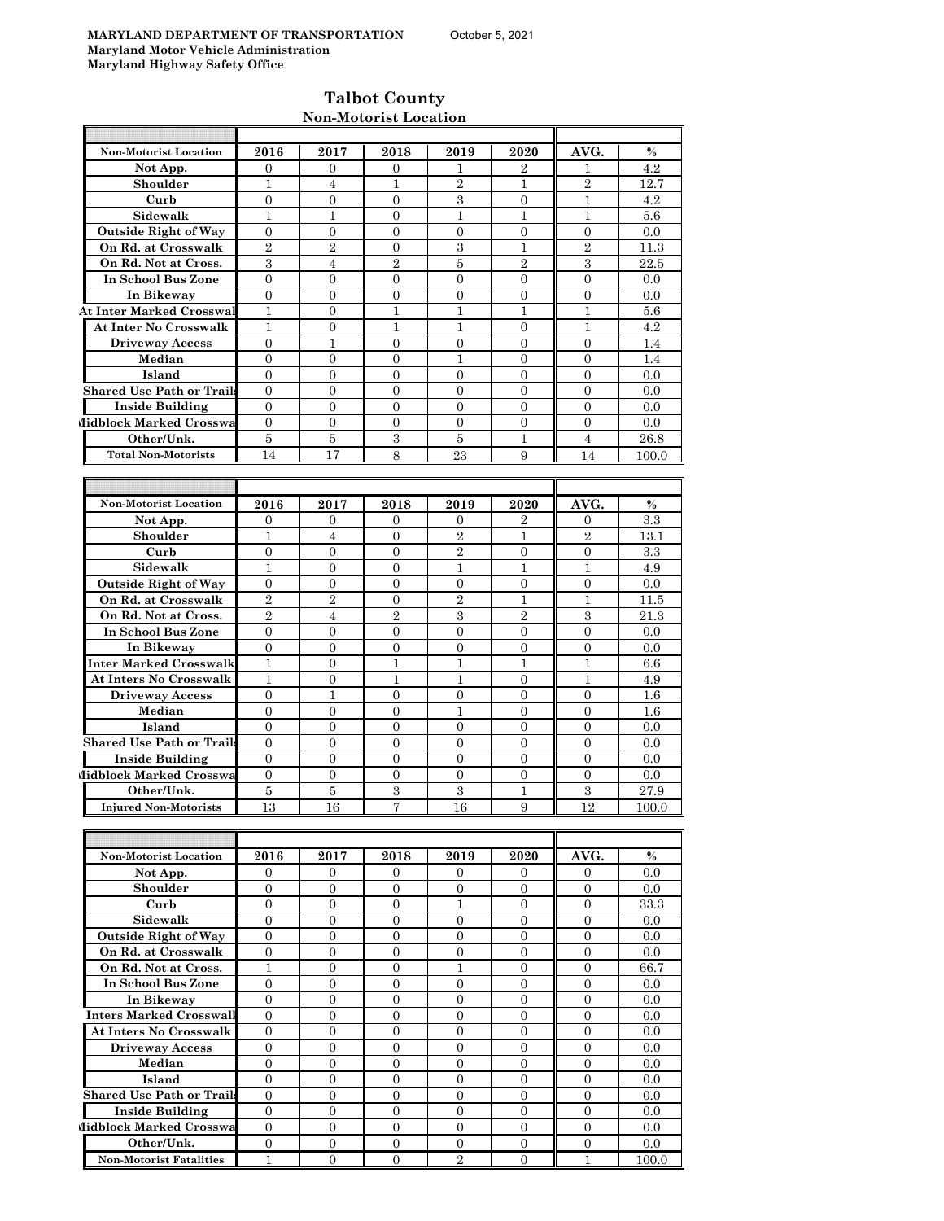**MARYLAND DEPARTMENT OF TRANSPORTATION** October 5, 2021
**Maryland Motor Vehicle Administration**
**Maryland Highway Safety Office**

# Talbot County

## Non-Motorist Location

| Non-Motorist Location | 2016 | 2017 | 2018 | 2019 | 2020 | AVG. | % |
|---|---|---|---|---|---|---|---|
| Not App. | 0 | 0 | 0 | 1 | 2 | 1 | 4.2 |
| Shoulder | 1 | 4 | 1 | 2 | 1 | 2 | 12.7 |
| Curb | 0 | 0 | 0 | 3 | 0 | 1 | 4.2 |
| Sidewalk | 1 | 1 | 0 | 1 | 1 | 1 | 5.6 |
| Outside Right of Way | 0 | 0 | 0 | 0 | 0 | 0 | 0.0 |
| On Rd. at Crosswalk | 2 | 2 | 0 | 3 | 1 | 2 | 11.3 |
| On Rd. Not at Cross. | 3 | 4 | 2 | 5 | 2 | 3 | 22.5 |
| In School Bus Zone | 0 | 0 | 0 | 0 | 0 | 0 | 0.0 |
| In Bikeway | 0 | 0 | 0 | 0 | 0 | 0 | 0.0 |
| At Inter Marked Crosswal | 1 | 0 | 1 | 1 | 1 | 1 | 5.6 |
| At Inter No Crosswalk | 1 | 0 | 1 | 1 | 0 | 1 | 4.2 |
| Driveway Access | 0 | 1 | 0 | 0 | 0 | 0 | 1.4 |
| Median | 0 | 0 | 0 | 1 | 0 | 0 | 1.4 |
| Island | 0 | 0 | 0 | 0 | 0 | 0 | 0.0 |
| Shared Use Path or Trail | 0 | 0 | 0 | 0 | 0 | 0 | 0.0 |
| Inside Building | 0 | 0 | 0 | 0 | 0 | 0 | 0.0 |
| Midblock Marked Crosswa | 0 | 0 | 0 | 0 | 0 | 0 | 0.0 |
| Other/Unk. | 5 | 5 | 3 | 5 | 1 | 4 | 26.8 |
| Total Non-Motorists | 14 | 17 | 8 | 23 | 9 | 14 | 100.0 |

| Non-Motorist Location | 2016 | 2017 | 2018 | 2019 | 2020 | AVG. | % |
|---|---|---|---|---|---|---|---|
| Not App. | 0 | 0 | 0 | 0 | 2 | 0 | 3.3 |
| Shoulder | 1 | 4 | 0 | 2 | 1 | 2 | 13.1 |
| Curb | 0 | 0 | 0 | 2 | 0 | 0 | 3.3 |
| Sidewalk | 1 | 0 | 0 | 1 | 1 | 1 | 4.9 |
| Outside Right of Way | 0 | 0 | 0 | 0 | 0 | 0 | 0.0 |
| On Rd. at Crosswalk | 2 | 2 | 0 | 2 | 1 | 1 | 11.5 |
| On Rd. Not at Cross. | 2 | 4 | 2 | 3 | 2 | 3 | 21.3 |
| In School Bus Zone | 0 | 0 | 0 | 0 | 0 | 0 | 0.0 |
| In Bikeway | 0 | 0 | 0 | 0 | 0 | 0 | 0.0 |
| Inter Marked Crosswalk | 1 | 0 | 1 | 1 | 1 | 1 | 6.6 |
| At Inters No Crosswalk | 1 | 0 | 1 | 1 | 0 | 1 | 4.9 |
| Driveway Access | 0 | 1 | 0 | 0 | 0 | 0 | 1.6 |
| Median | 0 | 0 | 0 | 1 | 0 | 0 | 1.6 |
| Island | 0 | 0 | 0 | 0 | 0 | 0 | 0.0 |
| Shared Use Path or Trail | 0 | 0 | 0 | 0 | 0 | 0 | 0.0 |
| Inside Building | 0 | 0 | 0 | 0 | 0 | 0 | 0.0 |
| Midblock Marked Crosswa | 0 | 0 | 0 | 0 | 0 | 0 | 0.0 |
| Other/Unk. | 5 | 5 | 3 | 3 | 1 | 3 | 27.9 |
| Injured Non-Motorists | 13 | 16 | 7 | 16 | 9 | 12 | 100.0 |

| Non-Motorist Location | 2016 | 2017 | 2018 | 2019 | 2020 | AVG. | % |
|---|---|---|---|---|---|---|---|
| Not App. | 0 | 0 | 0 | 0 | 0 | 0 | 0.0 |
| Shoulder | 0 | 0 | 0 | 0 | 0 | 0 | 0.0 |
| Curb | 0 | 0 | 0 | 1 | 0 | 0 | 33.3 |
| Sidewalk | 0 | 0 | 0 | 0 | 0 | 0 | 0.0 |
| Outside Right of Way | 0 | 0 | 0 | 0 | 0 | 0 | 0.0 |
| On Rd. at Crosswalk | 0 | 0 | 0 | 0 | 0 | 0 | 0.0 |
| On Rd. Not at Cross. | 1 | 0 | 0 | 1 | 0 | 0 | 66.7 |
| In School Bus Zone | 0 | 0 | 0 | 0 | 0 | 0 | 0.0 |
| In Bikeway | 0 | 0 | 0 | 0 | 0 | 0 | 0.0 |
| Inters Marked Crosswall | 0 | 0 | 0 | 0 | 0 | 0 | 0.0 |
| At Inters No Crosswalk | 0 | 0 | 0 | 0 | 0 | 0 | 0.0 |
| Driveway Access | 0 | 0 | 0 | 0 | 0 | 0 | 0.0 |
| Median | 0 | 0 | 0 | 0 | 0 | 0 | 0.0 |
| Island | 0 | 0 | 0 | 0 | 0 | 0 | 0.0 |
| Shared Use Path or Trail | 0 | 0 | 0 | 0 | 0 | 0 | 0.0 |
| Inside Building | 0 | 0 | 0 | 0 | 0 | 0 | 0.0 |
| Midblock Marked Crosswa | 0 | 0 | 0 | 0 | 0 | 0 | 0.0 |
| Other/Unk. | 0 | 0 | 0 | 0 | 0 | 0 | 0.0 |
| Non-Motorist Fatalities | 1 | 0 | 0 | 2 | 0 | 1 | 100.0 |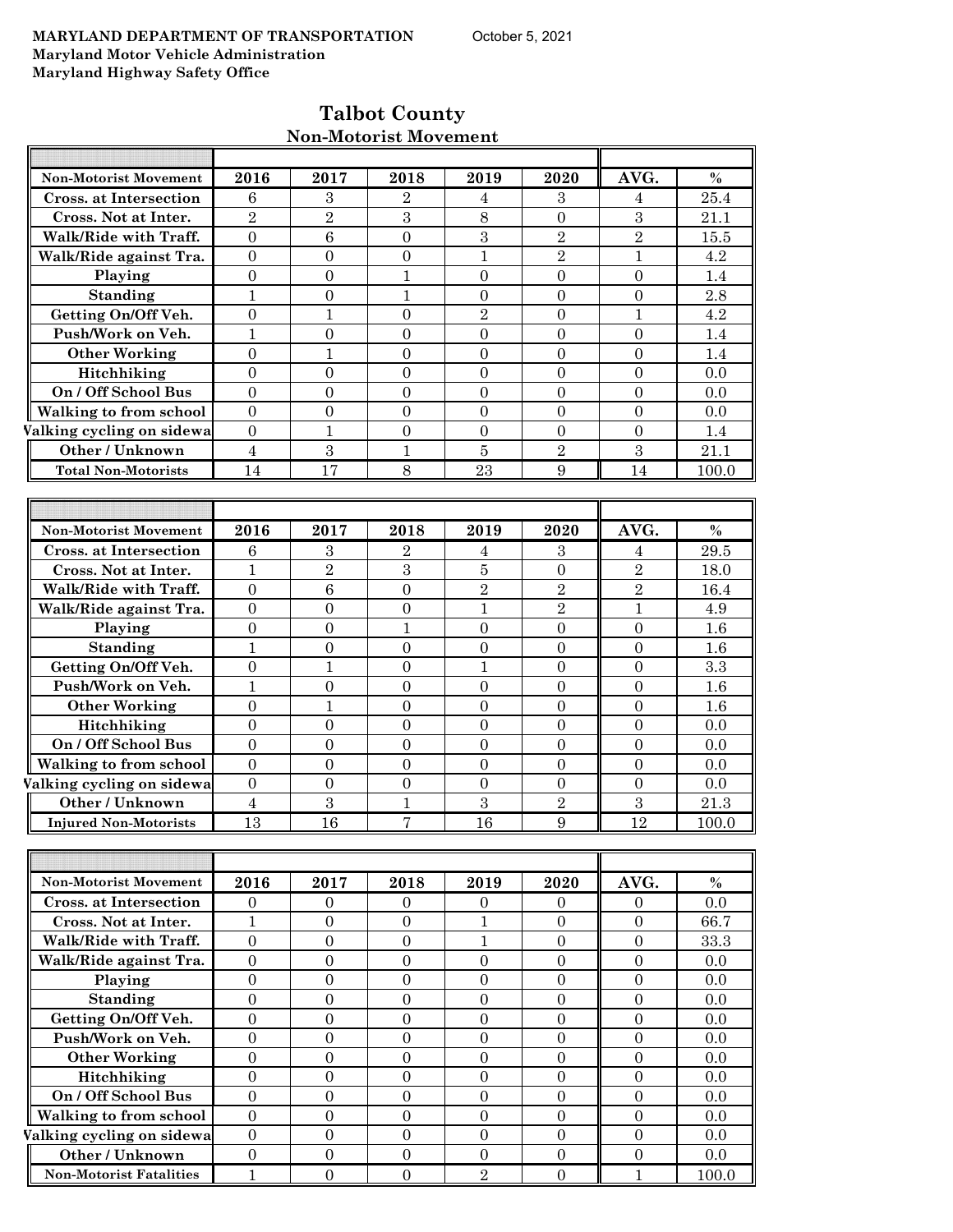**MARYLAND DEPARTMENT OF TRANSPORTATION** October 5, 2021
**Maryland Motor Vehicle Administration**
**Maryland Highway Safety Office**

# Talbot County

## Non-Motorist Movement

| Non-Motorist Movement | 2016 | 2017 | 2018 | 2019 | 2020 | AVG. | % |
|---|---|---|---|---|---|---|---|
| Cross. at Intersection | 6 | 3 | 2 | 4 | 3 | 4 | 25.4 |
| Cross. Not at Inter. | 2 | 2 | 3 | 8 | 0 | 3 | 21.1 |
| Walk/Ride with Traff. | 0 | 6 | 0 | 3 | 2 | 2 | 15.5 |
| Walk/Ride against Tra. | 0 | 0 | 0 | 1 | 2 | 1 | 4.2 |
| Playing | 0 | 0 | 1 | 0 | 0 | 0 | 1.4 |
| Standing | 1 | 0 | 1 | 0 | 0 | 0 | 2.8 |
| Getting On/Off Veh. | 0 | 1 | 0 | 2 | 0 | 1 | 4.2 |
| Push/Work on Veh. | 1 | 0 | 0 | 0 | 0 | 0 | 1.4 |
| Other Working | 0 | 1 | 0 | 0 | 0 | 0 | 1.4 |
| Hitchhiking | 0 | 0 | 0 | 0 | 0 | 0 | 0.0 |
| On / Off School Bus | 0 | 0 | 0 | 0 | 0 | 0 | 0.0 |
| Walking to from school | 0 | 0 | 0 | 0 | 0 | 0 | 0.0 |
| Walking cycling on sidewa | 0 | 1 | 0 | 0 | 0 | 0 | 1.4 |
| Other / Unknown | 4 | 3 | 1 | 5 | 2 | 3 | 21.1 |
| Total Non-Motorists | 14 | 17 | 8 | 23 | 9 | 14 | 100.0 |

| Non-Motorist Movement | 2016 | 2017 | 2018 | 2019 | 2020 | AVG. | % |
|---|---|---|---|---|---|---|---|
| Cross. at Intersection | 6 | 3 | 2 | 4 | 3 | 4 | 29.5 |
| Cross. Not at Inter. | 1 | 2 | 3 | 5 | 0 | 2 | 18.0 |
| Walk/Ride with Traff. | 0 | 6 | 0 | 2 | 2 | 2 | 16.4 |
| Walk/Ride against Tra. | 0 | 0 | 0 | 1 | 2 | 1 | 4.9 |
| Playing | 0 | 0 | 1 | 0 | 0 | 0 | 1.6 |
| Standing | 1 | 0 | 0 | 0 | 0 | 0 | 1.6 |
| Getting On/Off Veh. | 0 | 1 | 0 | 1 | 0 | 0 | 3.3 |
| Push/Work on Veh. | 1 | 0 | 0 | 0 | 0 | 0 | 1.6 |
| Other Working | 0 | 1 | 0 | 0 | 0 | 0 | 1.6 |
| Hitchhiking | 0 | 0 | 0 | 0 | 0 | 0 | 0.0 |
| On / Off School Bus | 0 | 0 | 0 | 0 | 0 | 0 | 0.0 |
| Walking to from school | 0 | 0 | 0 | 0 | 0 | 0 | 0.0 |
| Walking cycling on sidewa | 0 | 0 | 0 | 0 | 0 | 0 | 0.0 |
| Other / Unknown | 4 | 3 | 1 | 3 | 2 | 3 | 21.3 |
| Injured Non-Motorists | 13 | 16 | 7 | 16 | 9 | 12 | 100.0 |

| Non-Motorist Movement | 2016 | 2017 | 2018 | 2019 | 2020 | AVG. | % |
|---|---|---|---|---|---|---|---|
| Cross. at Intersection | 0 | 0 | 0 | 0 | 0 | 0 | 0.0 |
| Cross. Not at Inter. | 1 | 0 | 0 | 1 | 0 | 0 | 66.7 |
| Walk/Ride with Traff. | 0 | 0 | 0 | 1 | 0 | 0 | 33.3 |
| Walk/Ride against Tra. | 0 | 0 | 0 | 0 | 0 | 0 | 0.0 |
| Playing | 0 | 0 | 0 | 0 | 0 | 0 | 0.0 |
| Standing | 0 | 0 | 0 | 0 | 0 | 0 | 0.0 |
| Getting On/Off Veh. | 0 | 0 | 0 | 0 | 0 | 0 | 0.0 |
| Push/Work on Veh. | 0 | 0 | 0 | 0 | 0 | 0 | 0.0 |
| Other Working | 0 | 0 | 0 | 0 | 0 | 0 | 0.0 |
| Hitchhiking | 0 | 0 | 0 | 0 | 0 | 0 | 0.0 |
| On / Off School Bus | 0 | 0 | 0 | 0 | 0 | 0 | 0.0 |
| Walking to from school | 0 | 0 | 0 | 0 | 0 | 0 | 0.0 |
| Walking cycling on sidewa | 0 | 0 | 0 | 0 | 0 | 0 | 0.0 |
| Other / Unknown | 0 | 0 | 0 | 0 | 0 | 0 | 0.0 |
| Non-Motorist Fatalities | 1 | 0 | 0 | 2 | 0 | 1 | 100.0 |